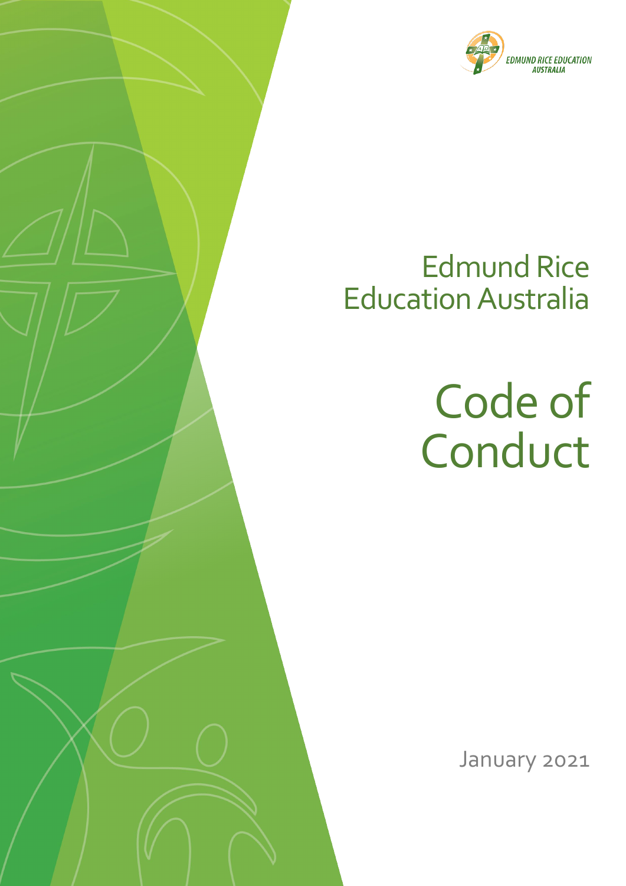EDMUND RICE EDUCATION AUSTRALIA

# Edmund Rice Education Australia

# Code of Conduct

January 2021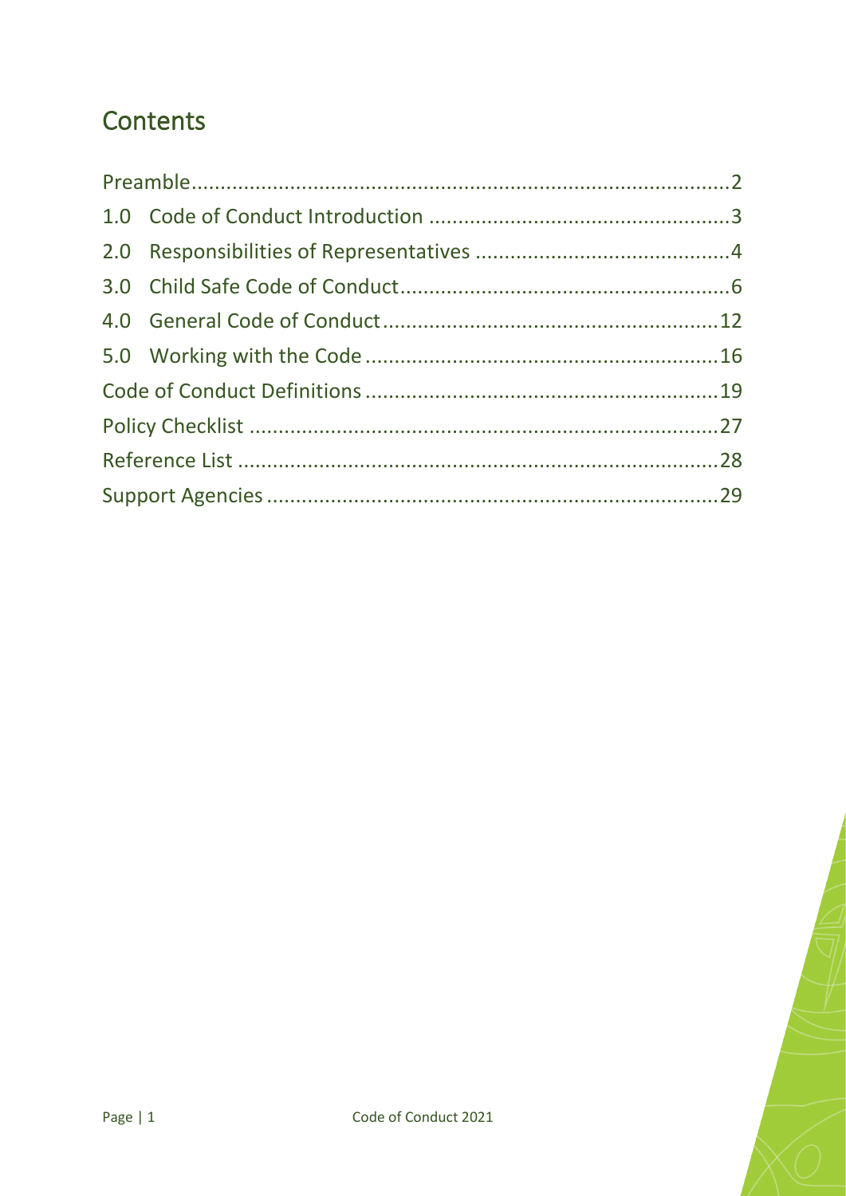# Contents

Preamble......................................................................................2
1.0 Code of Conduct Introduction ..................................................3
2.0 Responsibilities of Representatives .........................................4
3.0 Child Safe Code of Conduct.....................................................6
4.0 General Code of Conduct.......................................................12
5.0 Working with the Code ..........................................................16
Code of Conduct Definitions .........................................................19
Policy Checklist ............................................................................27
Reference List ..............................................................................28
Support Agencies ..........................................................................29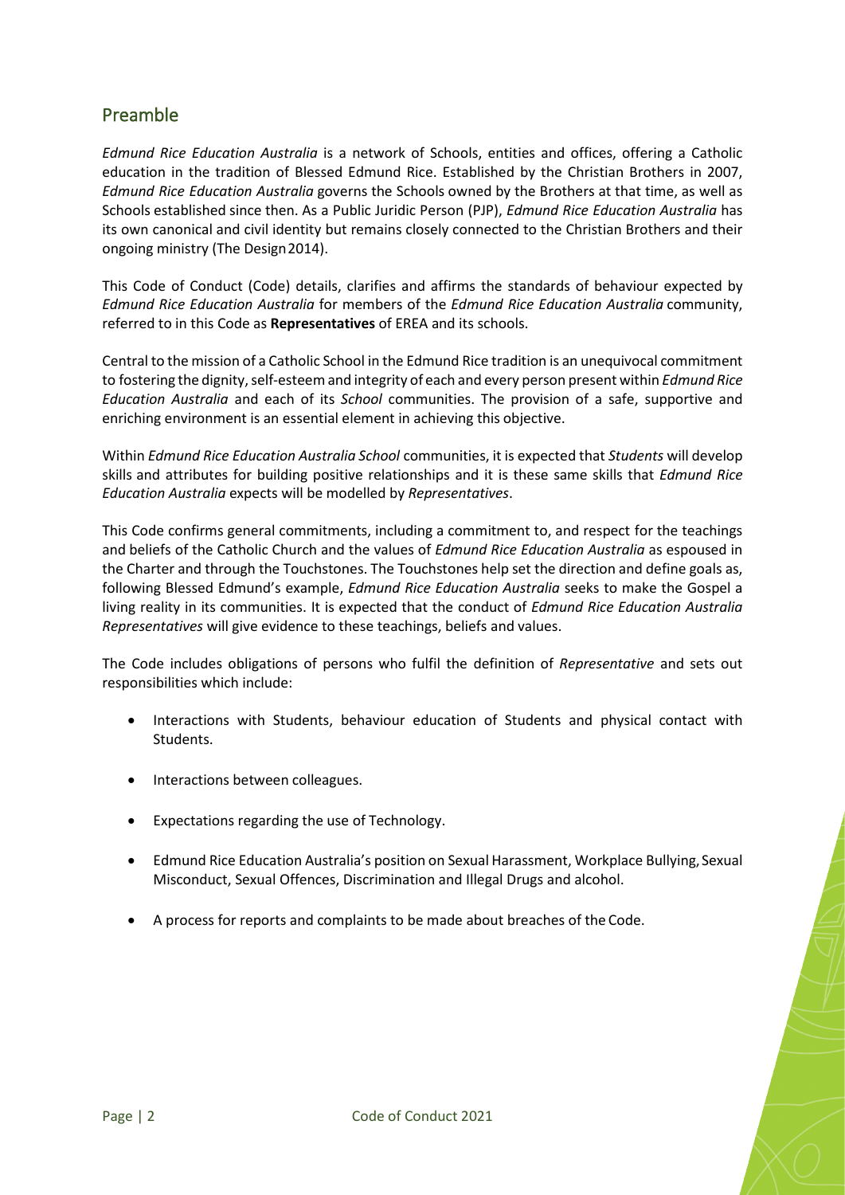## Preamble

*Edmund Rice Education Australia* is a network of Schools, entities and offices, offering a Catholic education in the tradition of Blessed Edmund Rice. Established by the Christian Brothers in 2007, *Edmund Rice Education Australia* governs the Schools owned by the Brothers at that time, as well as Schools established since then. As a Public Juridic Person (PJP), *Edmund Rice Education Australia* has its own canonical and civil identity but remains closely connected to the Christian Brothers and their ongoing ministry (The Design 2014).

This Code of Conduct (Code) details, clarifies and affirms the standards of behaviour expected by *Edmund Rice Education Australia* for members of the *Edmund Rice Education Australia* community, referred to in this Code as **Representatives** of EREA and its schools.

Central to the mission of a Catholic School in the Edmund Rice tradition is an unequivocal commitment to fostering the dignity, self-esteem and integrity of each and every person present within *Edmund Rice Education Australia* and each of its *School* communities. The provision of a safe, supportive and enriching environment is an essential element in achieving this objective.

Within *Edmund Rice Education Australia School* communities, it is expected that *Students* will develop skills and attributes for building positive relationships and it is these same skills that *Edmund Rice Education Australia* expects will be modelled by *Representatives*.

This Code confirms general commitments, including a commitment to, and respect for the teachings and beliefs of the Catholic Church and the values of *Edmund Rice Education Australia* as espoused in the Charter and through the Touchstones. The Touchstones help set the direction and define goals as, following Blessed Edmund's example, *Edmund Rice Education Australia* seeks to make the Gospel a living reality in its communities. It is expected that the conduct of *Edmund Rice Education Australia Representatives* will give evidence to these teachings, beliefs and values.

The Code includes obligations of persons who fulfil the definition of *Representative* and sets out responsibilities which include:

- Interactions with Students, behaviour education of Students and physical contact with Students.
- Interactions between colleagues.
- Expectations regarding the use of Technology.
- Edmund Rice Education Australia's position on Sexual Harassment, Workplace Bullying, Sexual Misconduct, Sexual Offences, Discrimination and Illegal Drugs and alcohol.
- A process for reports and complaints to be made about breaches of the Code.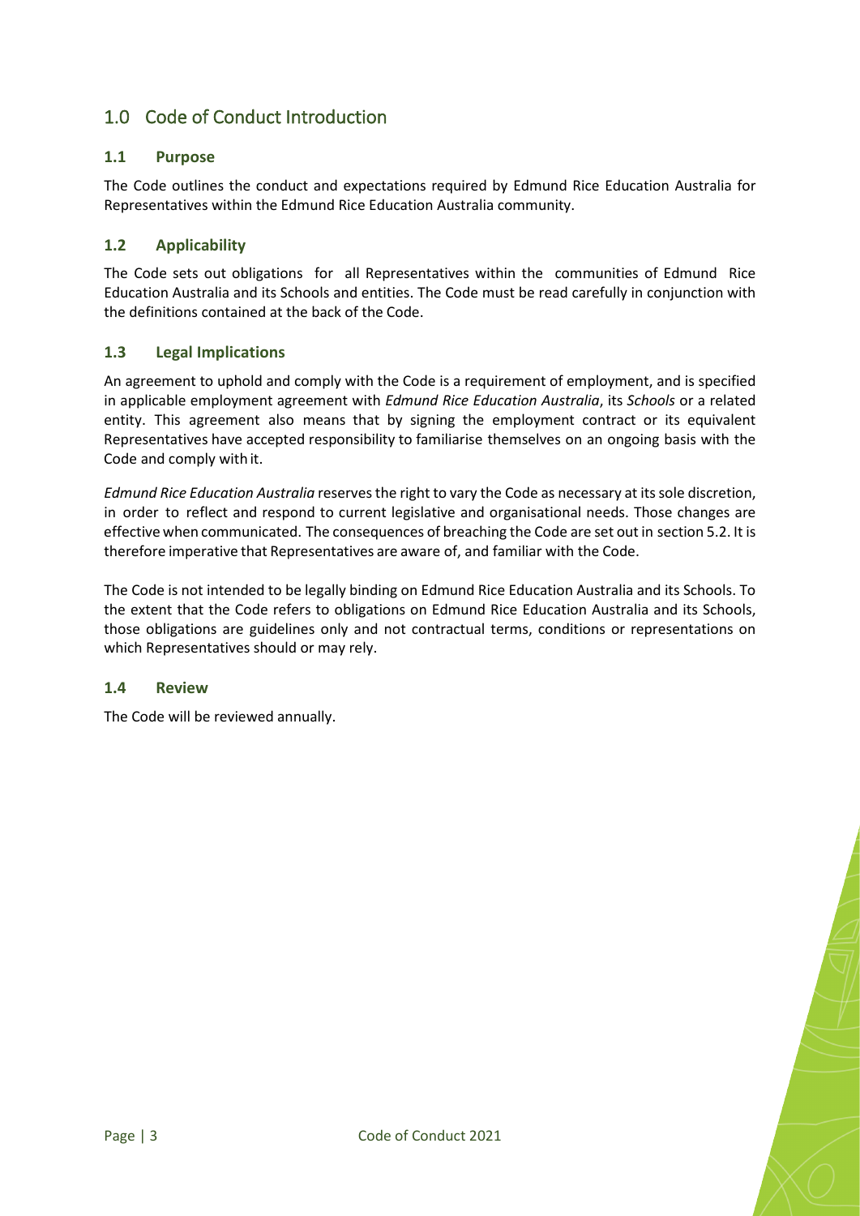## 1.0 Code of Conduct Introduction

### 1.1 Purpose

The Code outlines the conduct and expectations required by Edmund Rice Education Australia for Representatives within the Edmund Rice Education Australia community.

### 1.2 Applicability

The Code sets out obligations for all Representatives within the communities of Edmund Rice Education Australia and its Schools and entities. The Code must be read carefully in conjunction with the definitions contained at the back of the Code.

### 1.3 Legal Implications

An agreement to uphold and comply with the Code is a requirement of employment, and is specified in applicable employment agreement with *Edmund Rice Education Australia*, its *Schools* or a related entity. This agreement also means that by signing the employment contract or its equivalent Representatives have accepted responsibility to familiarise themselves on an ongoing basis with the Code and comply with it.

*Edmund Rice Education Australia* reserves the right to vary the Code as necessary at its sole discretion, in order to reflect and respond to current legislative and organisational needs. Those changes are effective when communicated. The consequences of breaching the Code are set out in section 5.2. It is therefore imperative that Representatives are aware of, and familiar with the Code.

The Code is not intended to be legally binding on Edmund Rice Education Australia and its Schools. To the extent that the Code refers to obligations on Edmund Rice Education Australia and its Schools, those obligations are guidelines only and not contractual terms, conditions or representations on which Representatives should or may rely.

### 1.4 Review

The Code will be reviewed annually.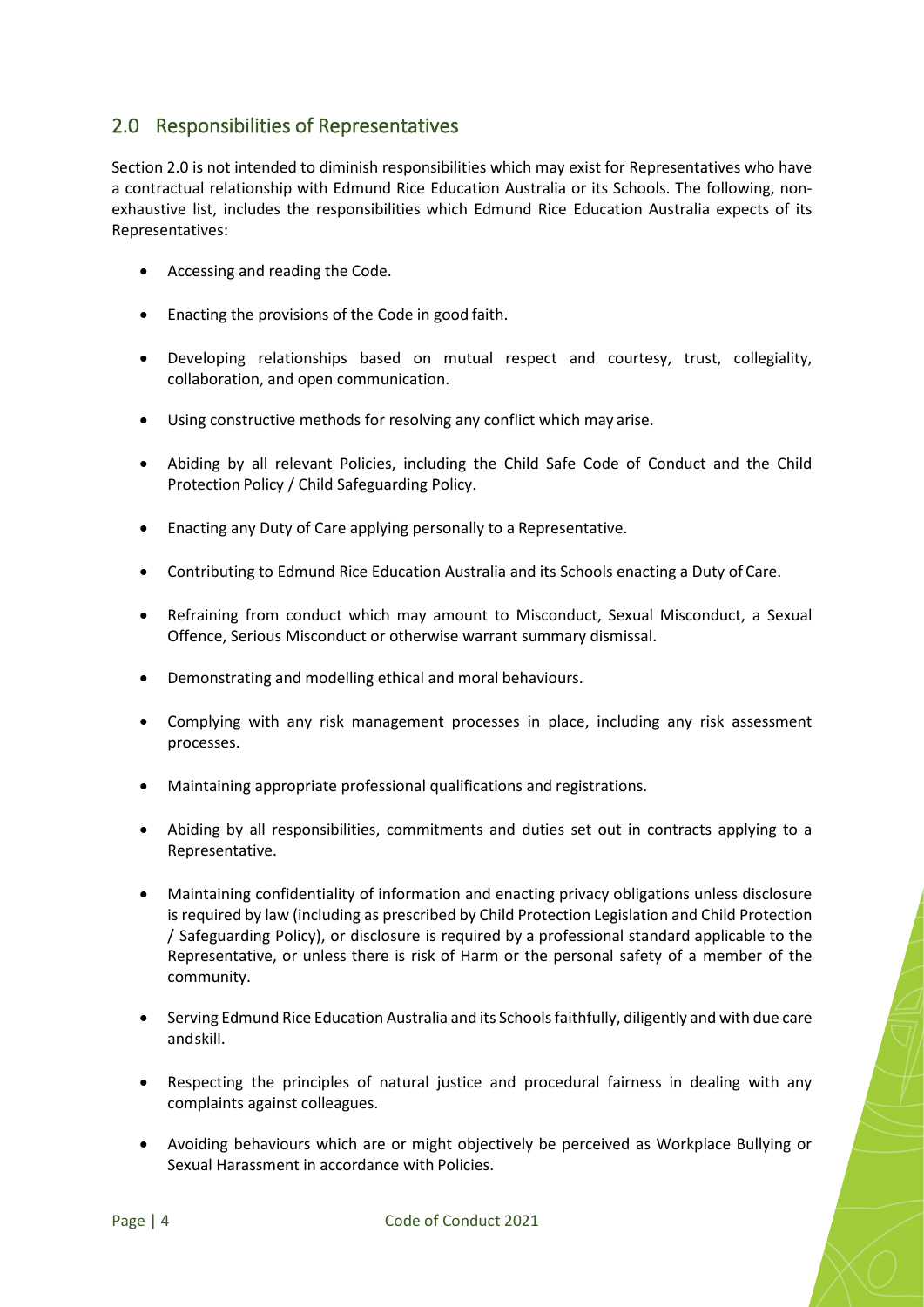## 2.0 Responsibilities of Representatives

Section 2.0 is not intended to diminish responsibilities which may exist for Representatives who have a contractual relationship with Edmund Rice Education Australia or its Schools. The following, non-exhaustive list, includes the responsibilities which Edmund Rice Education Australia expects of its Representatives:

- Accessing and reading the Code.
- Enacting the provisions of the Code in good faith.
- Developing relationships based on mutual respect and courtesy, trust, collegiality, collaboration, and open communication.
- Using constructive methods for resolving any conflict which may arise.
- Abiding by all relevant Policies, including the Child Safe Code of Conduct and the Child Protection Policy / Child Safeguarding Policy.
- Enacting any Duty of Care applying personally to a Representative.
- Contributing to Edmund Rice Education Australia and its Schools enacting a Duty of Care.
- Refraining from conduct which may amount to Misconduct, Sexual Misconduct, a Sexual Offence, Serious Misconduct or otherwise warrant summary dismissal.
- Demonstrating and modelling ethical and moral behaviours.
- Complying with any risk management processes in place, including any risk assessment processes.
- Maintaining appropriate professional qualifications and registrations.
- Abiding by all responsibilities, commitments and duties set out in contracts applying to a Representative.
- Maintaining confidentiality of information and enacting privacy obligations unless disclosure is required by law (including as prescribed by Child Protection Legislation and Child Protection / Safeguarding Policy), or disclosure is required by a professional standard applicable to the Representative, or unless there is risk of Harm or the personal safety of a member of the community.
- Serving Edmund Rice Education Australia and its Schools faithfully, diligently and with due care and skill.
- Respecting the principles of natural justice and procedural fairness in dealing with any complaints against colleagues.
- Avoiding behaviours which are or might objectively be perceived as Workplace Bullying or Sexual Harassment in accordance with Policies.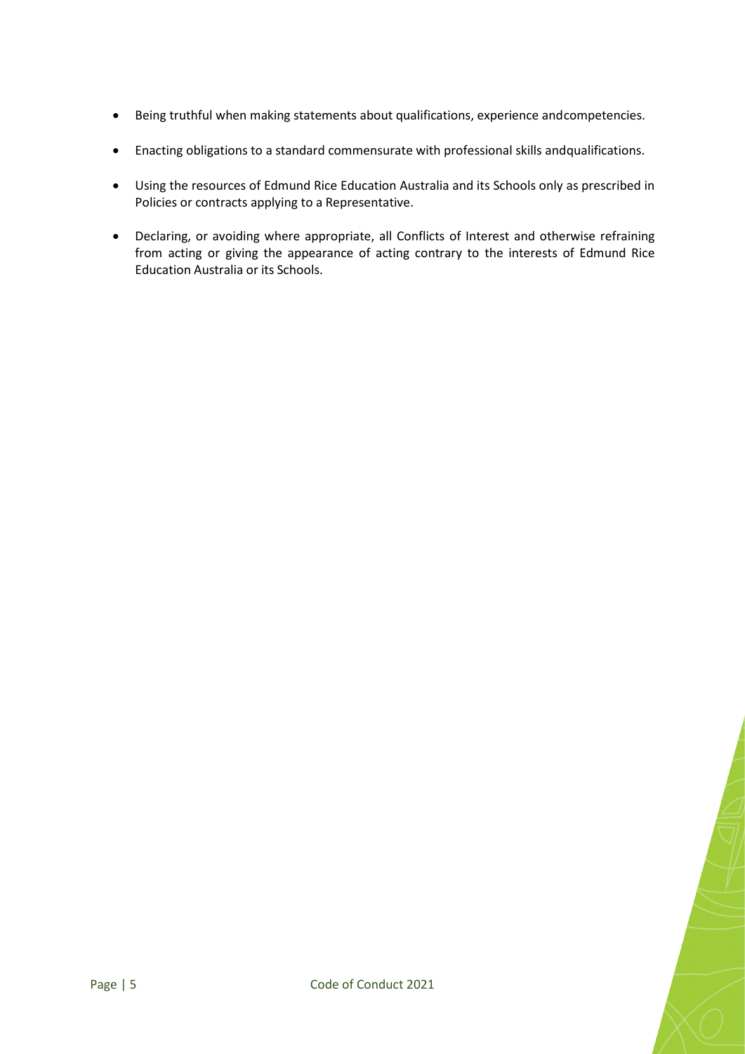- Being truthful when making statements about qualifications, experience andcompetencies.
- Enacting obligations to a standard commensurate with professional skills andqualifications.
- Using the resources of Edmund Rice Education Australia and its Schools only as prescribed in Policies or contracts applying to a Representative.
- Declaring, or avoiding where appropriate, all Conflicts of Interest and otherwise refraining from acting or giving the appearance of acting contrary to the interests of Edmund Rice Education Australia or its Schools.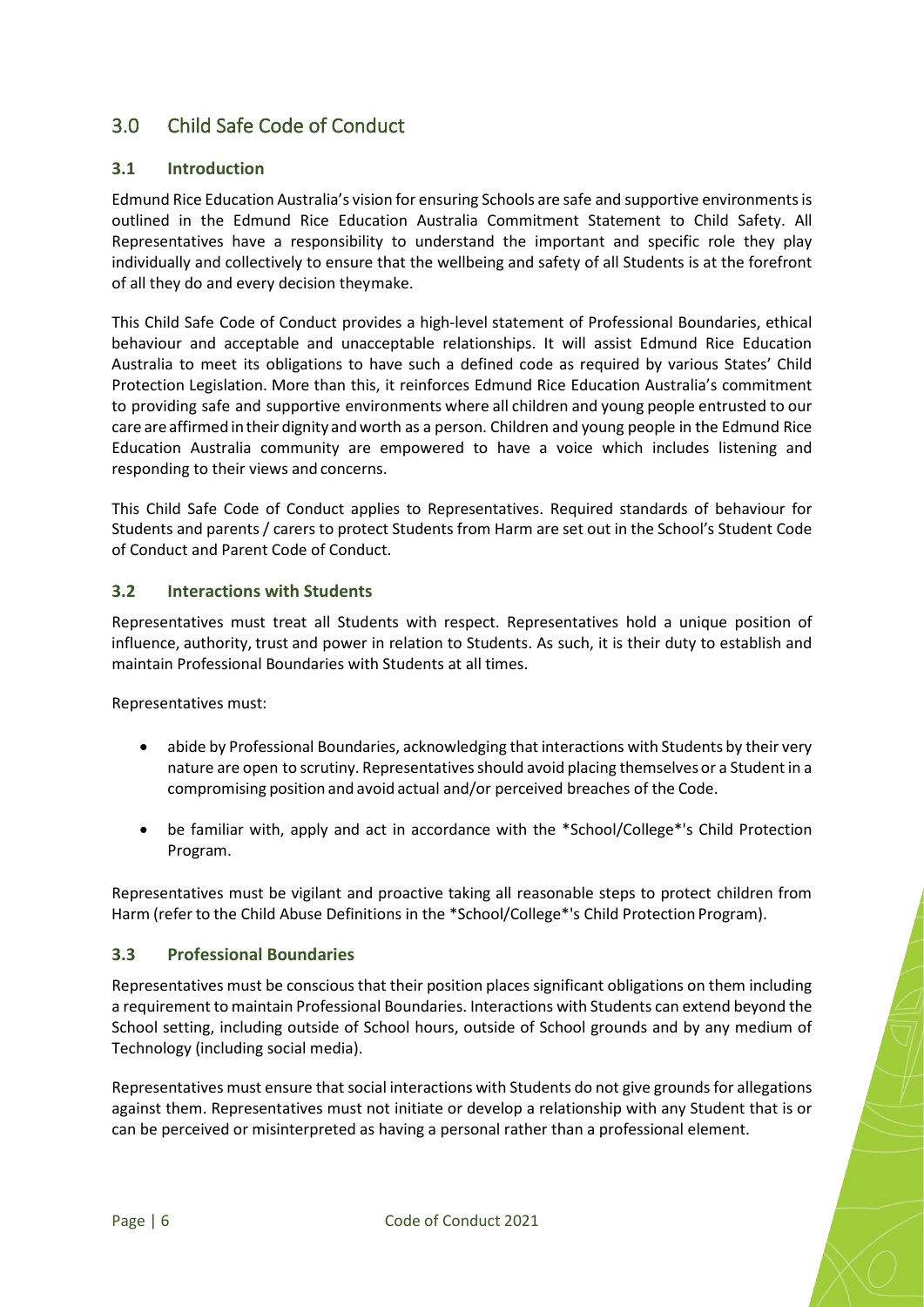## 3.0 Child Safe Code of Conduct

### 3.1 Introduction

Edmund Rice Education Australia's vision for ensuring Schools are safe and supportive environments is outlined in the Edmund Rice Education Australia Commitment Statement to Child Safety. All Representatives have a responsibility to understand the important and specific role they play individually and collectively to ensure that the wellbeing and safety of all Students is at the forefront of all they do and every decision theymake.

This Child Safe Code of Conduct provides a high-level statement of Professional Boundaries, ethical behaviour and acceptable and unacceptable relationships. It will assist Edmund Rice Education Australia to meet its obligations to have such a defined code as required by various States' Child Protection Legislation. More than this, it reinforces Edmund Rice Education Australia's commitment to providing safe and supportive environments where all children and young people entrusted to our care are affirmed in their dignity and worth as a person. Children and young people in the Edmund Rice Education Australia community are empowered to have a voice which includes listening and responding to their views and concerns.

This Child Safe Code of Conduct applies to Representatives. Required standards of behaviour for Students and parents / carers to protect Students from Harm are set out in the School's Student Code of Conduct and Parent Code of Conduct.

### 3.2 Interactions with Students

Representatives must treat all Students with respect. Representatives hold a unique position of influence, authority, trust and power in relation to Students. As such, it is their duty to establish and maintain Professional Boundaries with Students at all times.

Representatives must:

- abide by Professional Boundaries, acknowledging that interactions with Students by their very nature are open to scrutiny. Representatives should avoid placing themselves or a Student in a compromising position and avoid actual and/or perceived breaches of the Code.
- be familiar with, apply and act in accordance with the *School/College*'s Child Protection Program.

Representatives must be vigilant and proactive taking all reasonable steps to protect children from Harm (refer to the Child Abuse Definitions in the *School/College*'s Child Protection Program).

### 3.3 Professional Boundaries

Representatives must be conscious that their position places significant obligations on them including a requirement to maintain Professional Boundaries. Interactions with Students can extend beyond the School setting, including outside of School hours, outside of School grounds and by any medium of Technology (including social media).

Representatives must ensure that social interactions with Students do not give grounds for allegations against them. Representatives must not initiate or develop a relationship with any Student that is or can be perceived or misinterpreted as having a personal rather than a professional element.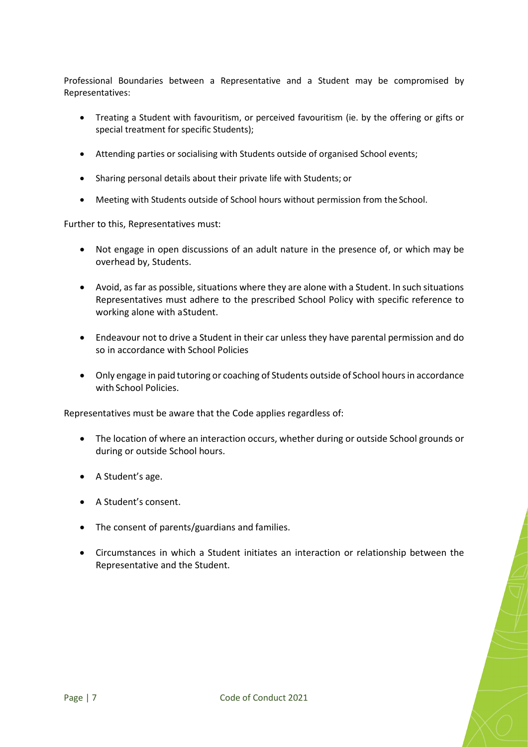Professional Boundaries between a Representative and a Student may be compromised by Representatives:

- Treating a Student with favouritism, or perceived favouritism (ie. by the offering or gifts or special treatment for specific Students);
- Attending parties or socialising with Students outside of organised School events;
- Sharing personal details about their private life with Students; or
- Meeting with Students outside of School hours without permission from the School.

Further to this, Representatives must:

- Not engage in open discussions of an adult nature in the presence of, or which may be overhead by, Students.
- Avoid, as far as possible, situations where they are alone with a Student. In such situations Representatives must adhere to the prescribed School Policy with specific reference to working alone with a Student.
- Endeavour not to drive a Student in their car unless they have parental permission and do so in accordance with School Policies
- Only engage in paid tutoring or coaching of Students outside of School hours in accordance with School Policies.

Representatives must be aware that the Code applies regardless of:

- The location of where an interaction occurs, whether during or outside School grounds or during or outside School hours.
- A Student's age.
- A Student's consent.
- The consent of parents/guardians and families.
- Circumstances in which a Student initiates an interaction or relationship between the Representative and the Student.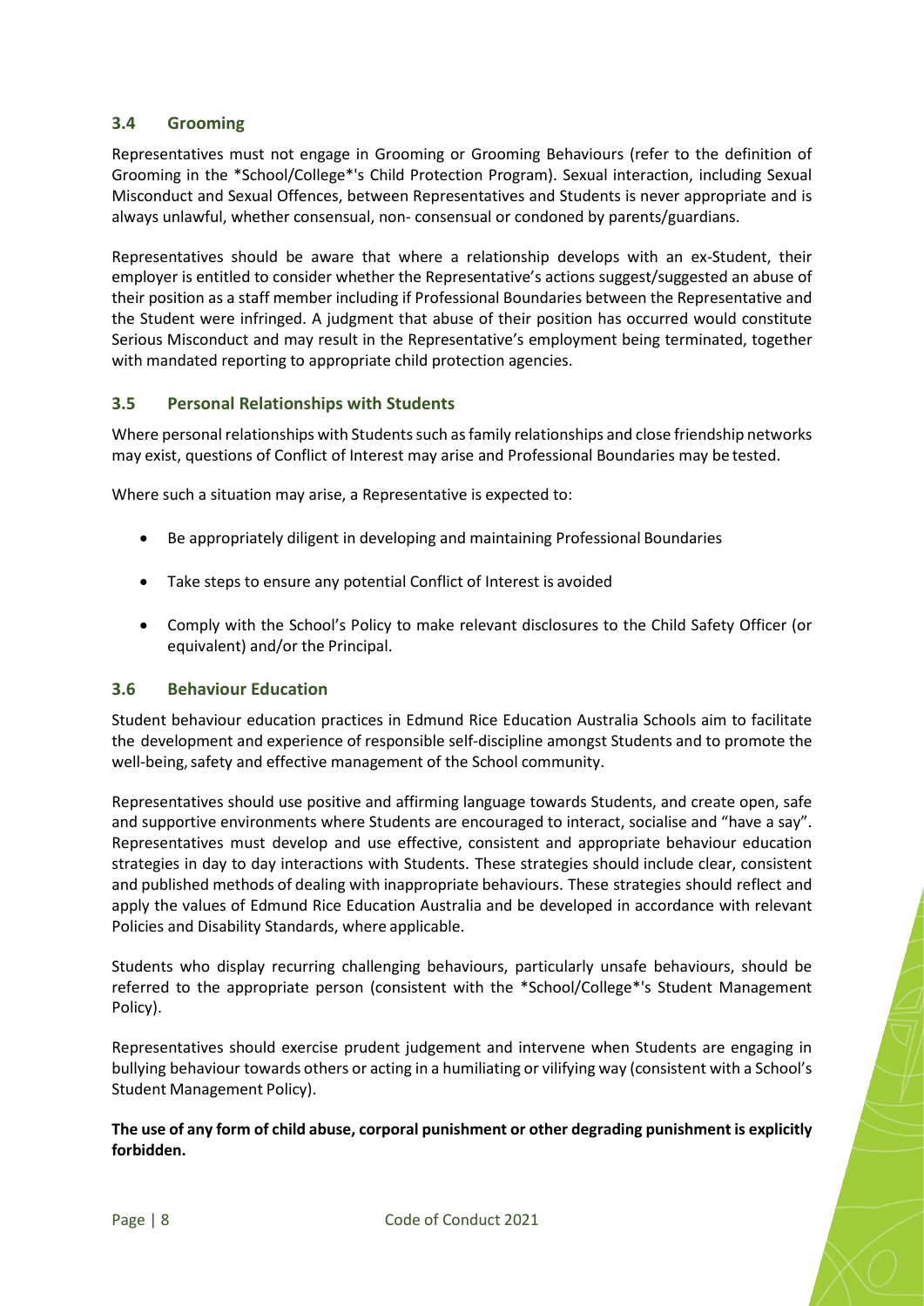### 3.4 Grooming

Representatives must not engage in Grooming or Grooming Behaviours (refer to the definition of Grooming in the *School/College*'s Child Protection Program). Sexual interaction, including Sexual Misconduct and Sexual Offences, between Representatives and Students is never appropriate and is always unlawful, whether consensual, non- consensual or condoned by parents/guardians.

Representatives should be aware that where a relationship develops with an ex-Student, their employer is entitled to consider whether the Representative's actions suggest/suggested an abuse of their position as a staff member including if Professional Boundaries between the Representative and the Student were infringed. A judgment that abuse of their position has occurred would constitute Serious Misconduct and may result in the Representative's employment being terminated, together with mandated reporting to appropriate child protection agencies.

### 3.5 Personal Relationships with Students

Where personal relationships with Students such as family relationships and close friendship networks may exist, questions of Conflict of Interest may arise and Professional Boundaries may be tested.

Where such a situation may arise, a Representative is expected to:

- Be appropriately diligent in developing and maintaining Professional Boundaries
- Take steps to ensure any potential Conflict of Interest is avoided
- Comply with the School's Policy to make relevant disclosures to the Child Safety Officer (or equivalent) and/or the Principal.

### 3.6 Behaviour Education

Student behaviour education practices in Edmund Rice Education Australia Schools aim to facilitate the development and experience of responsible self-discipline amongst Students and to promote the well-being, safety and effective management of the School community.

Representatives should use positive and affirming language towards Students, and create open, safe and supportive environments where Students are encouraged to interact, socialise and "have a say". Representatives must develop and use effective, consistent and appropriate behaviour education strategies in day to day interactions with Students. These strategies should include clear, consistent and published methods of dealing with inappropriate behaviours. These strategies should reflect and apply the values of Edmund Rice Education Australia and be developed in accordance with relevant Policies and Disability Standards, where applicable.

Students who display recurring challenging behaviours, particularly unsafe behaviours, should be referred to the appropriate person (consistent with the *School/College*'s Student Management Policy).

Representatives should exercise prudent judgement and intervene when Students are engaging in bullying behaviour towards others or acting in a humiliating or vilifying way (consistent with a School's Student Management Policy).

**The use of any form of child abuse, corporal punishment or other degrading punishment is explicitly forbidden.**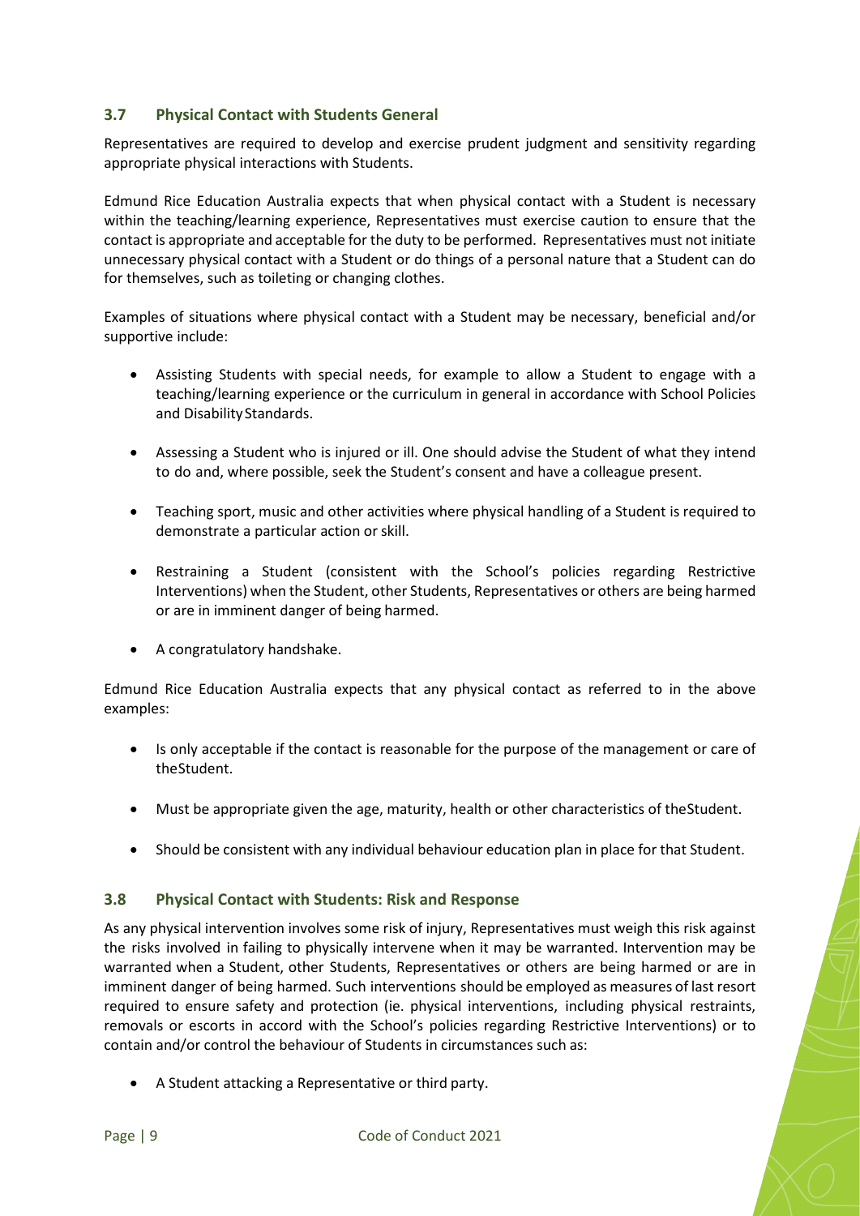### 3.7 Physical Contact with Students General

Representatives are required to develop and exercise prudent judgment and sensitivity regarding appropriate physical interactions with Students.

Edmund Rice Education Australia expects that when physical contact with a Student is necessary within the teaching/learning experience, Representatives must exercise caution to ensure that the contact is appropriate and acceptable for the duty to be performed. Representatives must not initiate unnecessary physical contact with a Student or do things of a personal nature that a Student can do for themselves, such as toileting or changing clothes.

Examples of situations where physical contact with a Student may be necessary, beneficial and/or supportive include:

- Assisting Students with special needs, for example to allow a Student to engage with a teaching/learning experience or the curriculum in general in accordance with School Policies and Disability Standards.
- Assessing a Student who is injured or ill. One should advise the Student of what they intend to do and, where possible, seek the Student's consent and have a colleague present.
- Teaching sport, music and other activities where physical handling of a Student is required to demonstrate a particular action or skill.
- Restraining a Student (consistent with the School's policies regarding Restrictive Interventions) when the Student, other Students, Representatives or others are being harmed or are in imminent danger of being harmed.
- A congratulatory handshake.

Edmund Rice Education Australia expects that any physical contact as referred to in the above examples:

- Is only acceptable if the contact is reasonable for the purpose of the management or care of theStudent.
- Must be appropriate given the age, maturity, health or other characteristics of theStudent.
- Should be consistent with any individual behaviour education plan in place for that Student.

### 3.8 Physical Contact with Students: Risk and Response

As any physical intervention involves some risk of injury, Representatives must weigh this risk against the risks involved in failing to physically intervene when it may be warranted. Intervention may be warranted when a Student, other Students, Representatives or others are being harmed or are in imminent danger of being harmed. Such interventions should be employed as measures of last resort required to ensure safety and protection (ie. physical interventions, including physical restraints, removals or escorts in accord with the School's policies regarding Restrictive Interventions) or to contain and/or control the behaviour of Students in circumstances such as:

- A Student attacking a Representative or third party.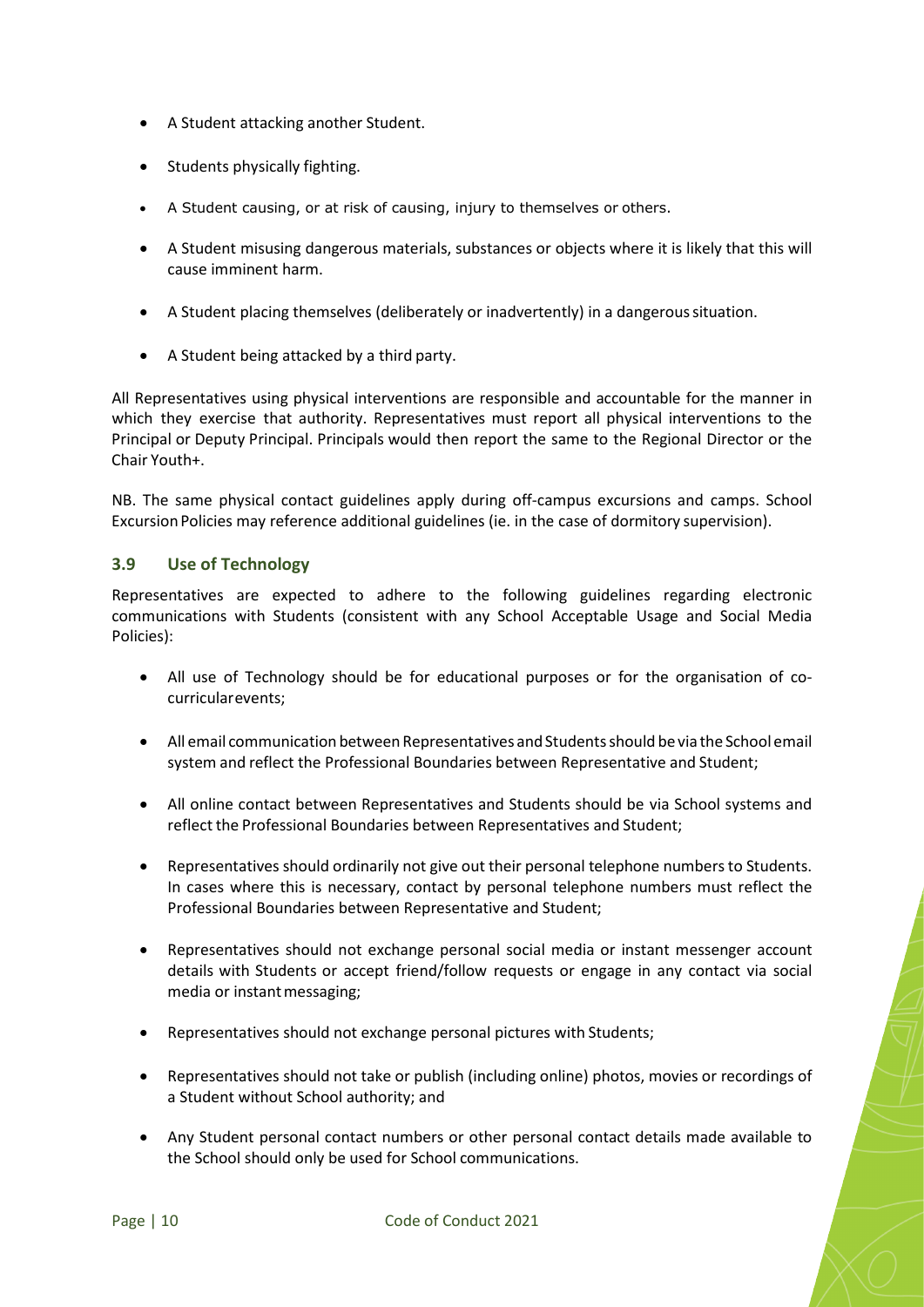- A Student attacking another Student.
- Students physically fighting.
- A Student causing, or at risk of causing, injury to themselves or others.
- A Student misusing dangerous materials, substances or objects where it is likely that this will cause imminent harm.
- A Student placing themselves (deliberately or inadvertently) in a dangerous situation.
- A Student being attacked by a third party.

All Representatives using physical interventions are responsible and accountable for the manner in which they exercise that authority. Representatives must report all physical interventions to the Principal or Deputy Principal. Principals would then report the same to the Regional Director or the Chair Youth+.

NB. The same physical contact guidelines apply during off-campus excursions and camps. School Excursion Policies may reference additional guidelines (ie. in the case of dormitory supervision).

### 3.9 Use of Technology

Representatives are expected to adhere to the following guidelines regarding electronic communications with Students (consistent with any School Acceptable Usage and Social Media Policies):

- All use of Technology should be for educational purposes or for the organisation of co-curricular events;
- All email communication between Representatives and Students should be via the School email system and reflect the Professional Boundaries between Representative and Student;
- All online contact between Representatives and Students should be via School systems and reflect the Professional Boundaries between Representatives and Student;
- Representatives should ordinarily not give out their personal telephone numbers to Students. In cases where this is necessary, contact by personal telephone numbers must reflect the Professional Boundaries between Representative and Student;
- Representatives should not exchange personal social media or instant messenger account details with Students or accept friend/follow requests or engage in any contact via social media or instant messaging;
- Representatives should not exchange personal pictures with Students;
- Representatives should not take or publish (including online) photos, movies or recordings of a Student without School authority; and
- Any Student personal contact numbers or other personal contact details made available to the School should only be used for School communications.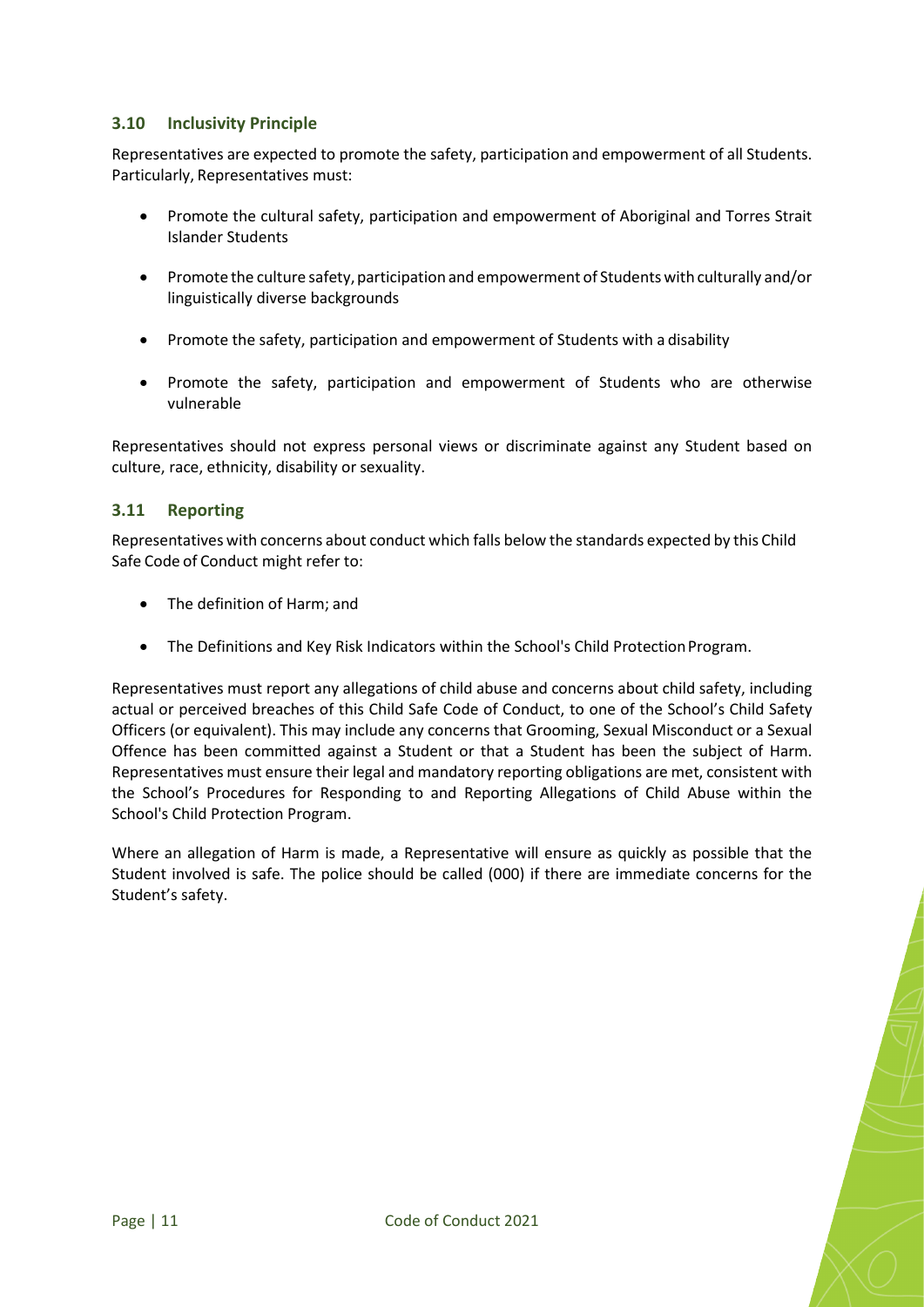### 3.10 Inclusivity Principle

Representatives are expected to promote the safety, participation and empowerment of all Students. Particularly, Representatives must:

- Promote the cultural safety, participation and empowerment of Aboriginal and Torres Strait Islander Students
- Promote the culture safety, participation and empowerment of Students with culturally and/or linguistically diverse backgrounds
- Promote the safety, participation and empowerment of Students with a disability
- Promote the safety, participation and empowerment of Students who are otherwise vulnerable

Representatives should not express personal views or discriminate against any Student based on culture, race, ethnicity, disability or sexuality.

### 3.11 Reporting

Representatives with concerns about conduct which falls below the standards expected by this Child Safe Code of Conduct might refer to:

- The definition of Harm; and
- The Definitions and Key Risk Indicators within the School's Child Protection Program.

Representatives must report any allegations of child abuse and concerns about child safety, including actual or perceived breaches of this Child Safe Code of Conduct, to one of the School's Child Safety Officers (or equivalent). This may include any concerns that Grooming, Sexual Misconduct or a Sexual Offence has been committed against a Student or that a Student has been the subject of Harm. Representatives must ensure their legal and mandatory reporting obligations are met, consistent with the School's Procedures for Responding to and Reporting Allegations of Child Abuse within the School's Child Protection Program.

Where an allegation of Harm is made, a Representative will ensure as quickly as possible that the Student involved is safe. The police should be called (000) if there are immediate concerns for the Student's safety.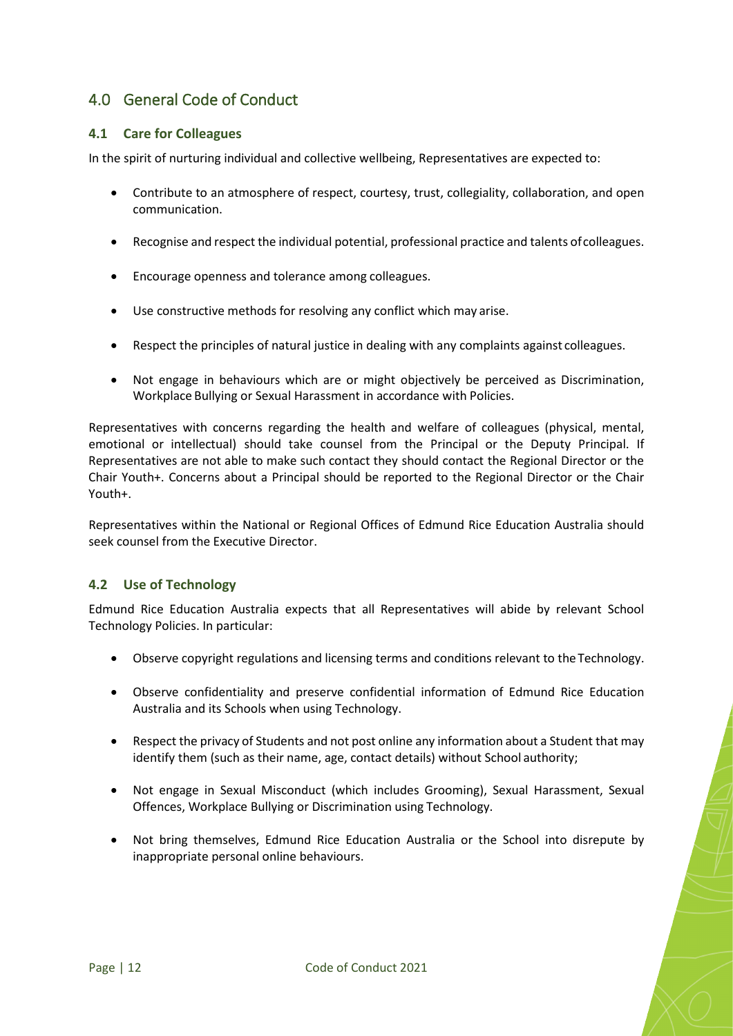## 4.0 General Code of Conduct

### 4.1 Care for Colleagues

In the spirit of nurturing individual and collective wellbeing, Representatives are expected to:

- Contribute to an atmosphere of respect, courtesy, trust, collegiality, collaboration, and open communication.
- Recognise and respect the individual potential, professional practice and talents of colleagues.
- Encourage openness and tolerance among colleagues.
- Use constructive methods for resolving any conflict which may arise.
- Respect the principles of natural justice in dealing with any complaints against colleagues.
- Not engage in behaviours which are or might objectively be perceived as Discrimination, Workplace Bullying or Sexual Harassment in accordance with Policies.

Representatives with concerns regarding the health and welfare of colleagues (physical, mental, emotional or intellectual) should take counsel from the Principal or the Deputy Principal. If Representatives are not able to make such contact they should contact the Regional Director or the Chair Youth+. Concerns about a Principal should be reported to the Regional Director or the Chair Youth+.

Representatives within the National or Regional Offices of Edmund Rice Education Australia should seek counsel from the Executive Director.

### 4.2 Use of Technology

Edmund Rice Education Australia expects that all Representatives will abide by relevant School Technology Policies. In particular:

- Observe copyright regulations and licensing terms and conditions relevant to the Technology.
- Observe confidentiality and preserve confidential information of Edmund Rice Education Australia and its Schools when using Technology.
- Respect the privacy of Students and not post online any information about a Student that may identify them (such as their name, age, contact details) without School authority;
- Not engage in Sexual Misconduct (which includes Grooming), Sexual Harassment, Sexual Offences, Workplace Bullying or Discrimination using Technology.
- Not bring themselves, Edmund Rice Education Australia or the School into disrepute by inappropriate personal online behaviours.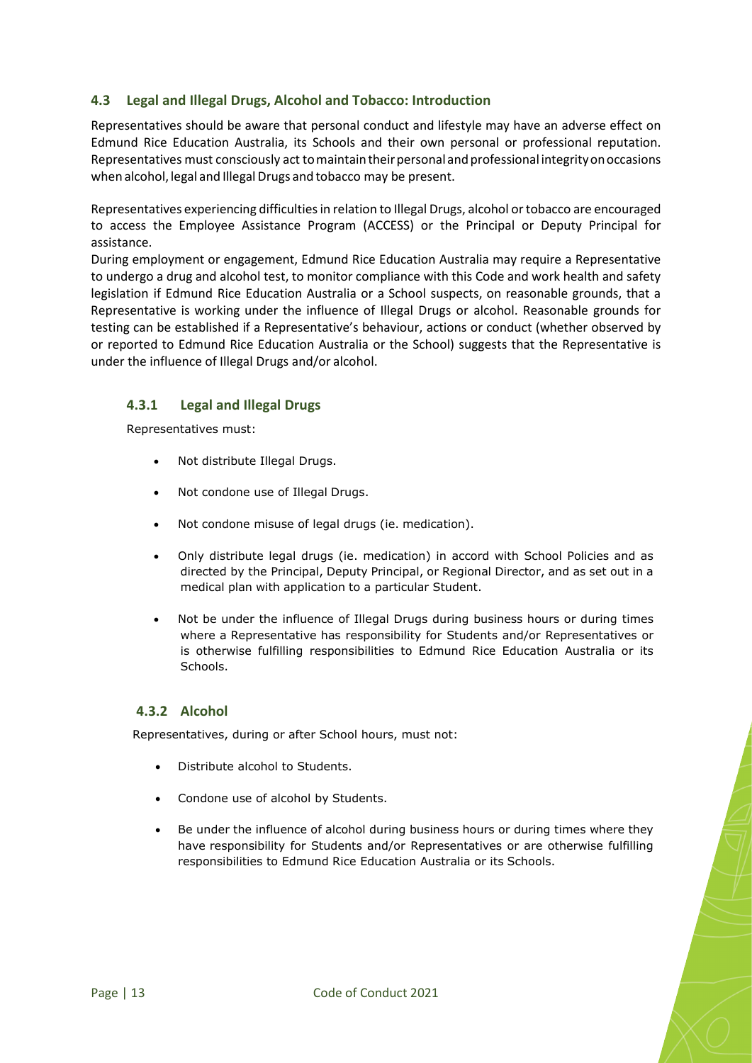## 4.3 Legal and Illegal Drugs, Alcohol and Tobacco: Introduction

Representatives should be aware that personal conduct and lifestyle may have an adverse effect on Edmund Rice Education Australia, its Schools and their own personal or professional reputation. Representatives must consciously act to maintain their personal and professional integrity on occasions when alcohol, legal and Illegal Drugs and tobacco may be present.

Representatives experiencing difficulties in relation to Illegal Drugs, alcohol or tobacco are encouraged to access the Employee Assistance Program (ACCESS) or the Principal or Deputy Principal for assistance.

During employment or engagement, Edmund Rice Education Australia may require a Representative to undergo a drug and alcohol test, to monitor compliance with this Code and work health and safety legislation if Edmund Rice Education Australia or a School suspects, on reasonable grounds, that a Representative is working under the influence of Illegal Drugs or alcohol. Reasonable grounds for testing can be established if a Representative's behaviour, actions or conduct (whether observed by or reported to Edmund Rice Education Australia or the School) suggests that the Representative is under the influence of Illegal Drugs and/or alcohol.

### 4.3.1 Legal and Illegal Drugs

Representatives must:

- Not distribute Illegal Drugs.
- Not condone use of Illegal Drugs.
- Not condone misuse of legal drugs (ie. medication).
- Only distribute legal drugs (ie. medication) in accord with School Policies and as directed by the Principal, Deputy Principal, or Regional Director, and as set out in a medical plan with application to a particular Student.
- Not be under the influence of Illegal Drugs during business hours or during times where a Representative has responsibility for Students and/or Representatives or is otherwise fulfilling responsibilities to Edmund Rice Education Australia or its Schools.

### 4.3.2 Alcohol

Representatives, during or after School hours, must not:

- Distribute alcohol to Students.
- Condone use of alcohol by Students.
- Be under the influence of alcohol during business hours or during times where they have responsibility for Students and/or Representatives or are otherwise fulfilling responsibilities to Edmund Rice Education Australia or its Schools.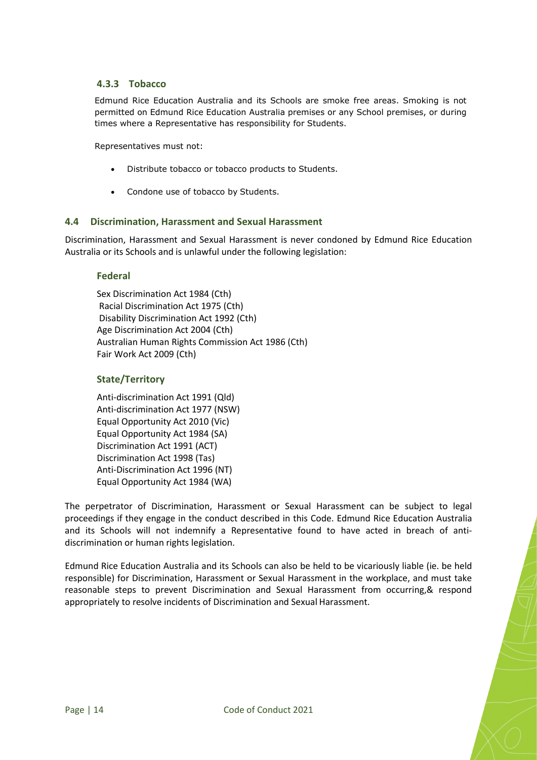#### 4.3.3 Tobacco

Edmund Rice Education Australia and its Schools are smoke free areas. Smoking is not permitted on Edmund Rice Education Australia premises or any School premises, or during times where a Representative has responsibility for Students.

Representatives must not:

- Distribute tobacco or tobacco products to Students.
- Condone use of tobacco by Students.

### 4.4 Discrimination, Harassment and Sexual Harassment

Discrimination, Harassment and Sexual Harassment is never condoned by Edmund Rice Education Australia or its Schools and is unlawful under the following legislation:

#### Federal

Sex Discrimination Act 1984 (Cth)
Racial Discrimination Act 1975 (Cth)
Disability Discrimination Act 1992 (Cth)
Age Discrimination Act 2004 (Cth)
Australian Human Rights Commission Act 1986 (Cth)
Fair Work Act 2009 (Cth)

#### State/Territory

Anti-discrimination Act 1991 (Qld)
Anti-discrimination Act 1977 (NSW)
Equal Opportunity Act 2010 (Vic)
Equal Opportunity Act 1984 (SA)
Discrimination Act 1991 (ACT)
Discrimination Act 1998 (Tas)
Anti-Discrimination Act 1996 (NT)
Equal Opportunity Act 1984 (WA)

The perpetrator of Discrimination, Harassment or Sexual Harassment can be subject to legal proceedings if they engage in the conduct described in this Code. Edmund Rice Education Australia and its Schools will not indemnify a Representative found to have acted in breach of anti-discrimination or human rights legislation.

Edmund Rice Education Australia and its Schools can also be held to be vicariously liable (ie. be held responsible) for Discrimination, Harassment or Sexual Harassment in the workplace, and must take reasonable steps to prevent Discrimination and Sexual Harassment from occurring,& respond appropriately to resolve incidents of Discrimination and Sexual Harassment.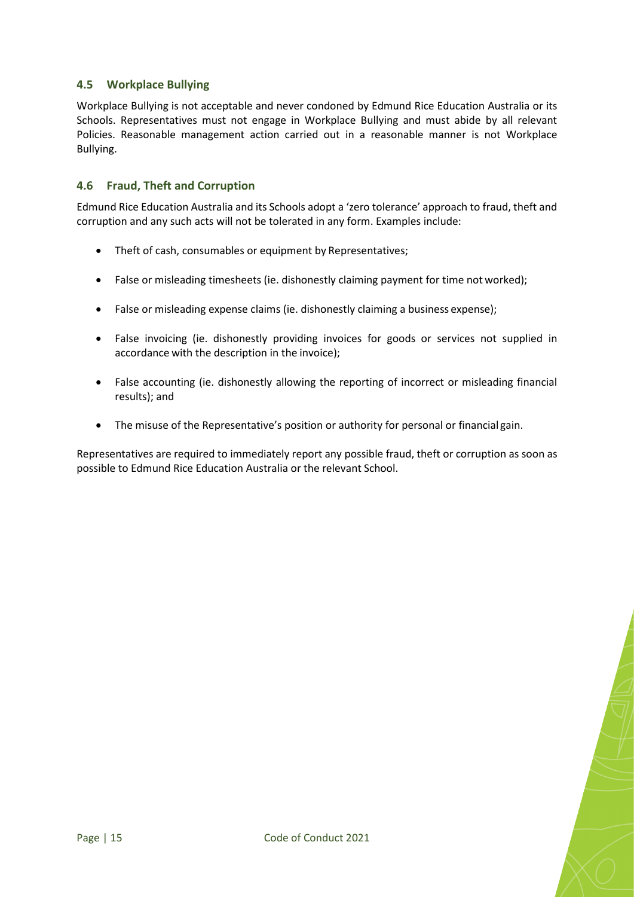### 4.5 Workplace Bullying

Workplace Bullying is not acceptable and never condoned by Edmund Rice Education Australia or its Schools. Representatives must not engage in Workplace Bullying and must abide by all relevant Policies. Reasonable management action carried out in a reasonable manner is not Workplace Bullying.

### 4.6 Fraud, Theft and Corruption

Edmund Rice Education Australia and its Schools adopt a 'zero tolerance' approach to fraud, theft and corruption and any such acts will not be tolerated in any form. Examples include:

- Theft of cash, consumables or equipment by Representatives;
- False or misleading timesheets (ie. dishonestly claiming payment for time not worked);
- False or misleading expense claims (ie. dishonestly claiming a business expense);
- False invoicing (ie. dishonestly providing invoices for goods or services not supplied in accordance with the description in the invoice);
- False accounting (ie. dishonestly allowing the reporting of incorrect or misleading financial results); and
- The misuse of the Representative's position or authority for personal or financial gain.

Representatives are required to immediately report any possible fraud, theft or corruption as soon as possible to Edmund Rice Education Australia or the relevant School.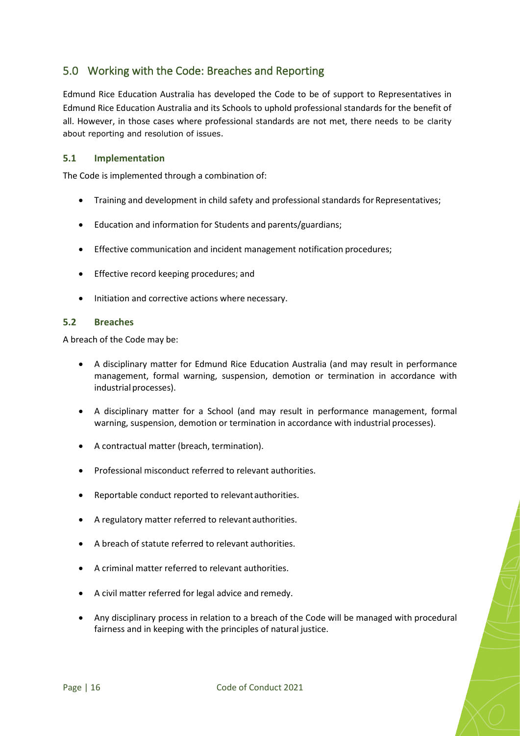## 5.0 Working with the Code: Breaches and Reporting

Edmund Rice Education Australia has developed the Code to be of support to Representatives in Edmund Rice Education Australia and its Schools to uphold professional standards for the benefit of all. However, in those cases where professional standards are not met, there needs to be clarity about reporting and resolution of issues.

### 5.1 Implementation

The Code is implemented through a combination of:

- Training and development in child safety and professional standards for Representatives;
- Education and information for Students and parents/guardians;
- Effective communication and incident management notification procedures;
- Effective record keeping procedures; and
- Initiation and corrective actions where necessary.

### 5.2 Breaches

A breach of the Code may be:

- A disciplinary matter for Edmund Rice Education Australia (and may result in performance management, formal warning, suspension, demotion or termination in accordance with industrial processes).
- A disciplinary matter for a School (and may result in performance management, formal warning, suspension, demotion or termination in accordance with industrial processes).
- A contractual matter (breach, termination).
- Professional misconduct referred to relevant authorities.
- Reportable conduct reported to relevant authorities.
- A regulatory matter referred to relevant authorities.
- A breach of statute referred to relevant authorities.
- A criminal matter referred to relevant authorities.
- A civil matter referred for legal advice and remedy.
- Any disciplinary process in relation to a breach of the Code will be managed with procedural fairness and in keeping with the principles of natural justice.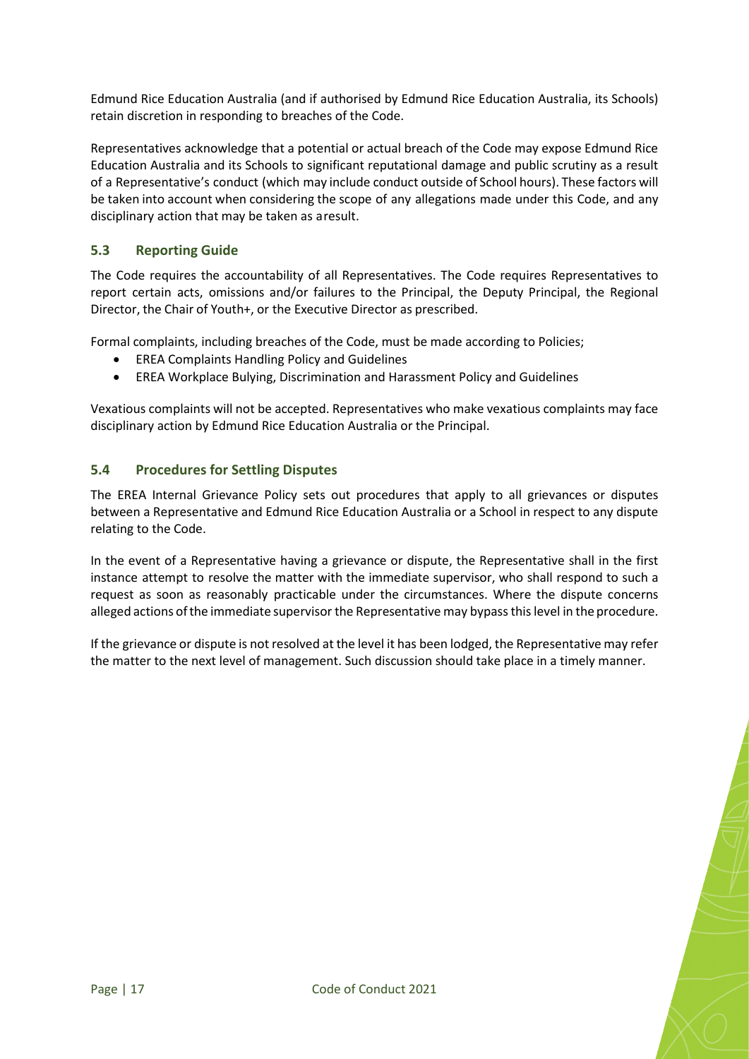Edmund Rice Education Australia (and if authorised by Edmund Rice Education Australia, its Schools) retain discretion in responding to breaches of the Code.

Representatives acknowledge that a potential or actual breach of the Code may expose Edmund Rice Education Australia and its Schools to significant reputational damage and public scrutiny as a result of a Representative's conduct (which may include conduct outside of School hours). These factors will be taken into account when considering the scope of any allegations made under this Code, and any disciplinary action that may be taken as aresult.

### 5.3 Reporting Guide

The Code requires the accountability of all Representatives. The Code requires Representatives to report certain acts, omissions and/or failures to the Principal, the Deputy Principal, the Regional Director, the Chair of Youth+, or the Executive Director as prescribed.

Formal complaints, including breaches of the Code, must be made according to Policies;

- EREA Complaints Handling Policy and Guidelines
- EREA Workplace Bulying, Discrimination and Harassment Policy and Guidelines

Vexatious complaints will not be accepted. Representatives who make vexatious complaints may face disciplinary action by Edmund Rice Education Australia or the Principal.

### 5.4 Procedures for Settling Disputes

The EREA Internal Grievance Policy sets out procedures that apply to all grievances or disputes between a Representative and Edmund Rice Education Australia or a School in respect to any dispute relating to the Code.

In the event of a Representative having a grievance or dispute, the Representative shall in the first instance attempt to resolve the matter with the immediate supervisor, who shall respond to such a request as soon as reasonably practicable under the circumstances. Where the dispute concerns alleged actions of the immediate supervisor the Representative may bypass this level in the procedure.

If the grievance or dispute is not resolved at the level it has been lodged, the Representative may refer the matter to the next level of management. Such discussion should take place in a timely manner.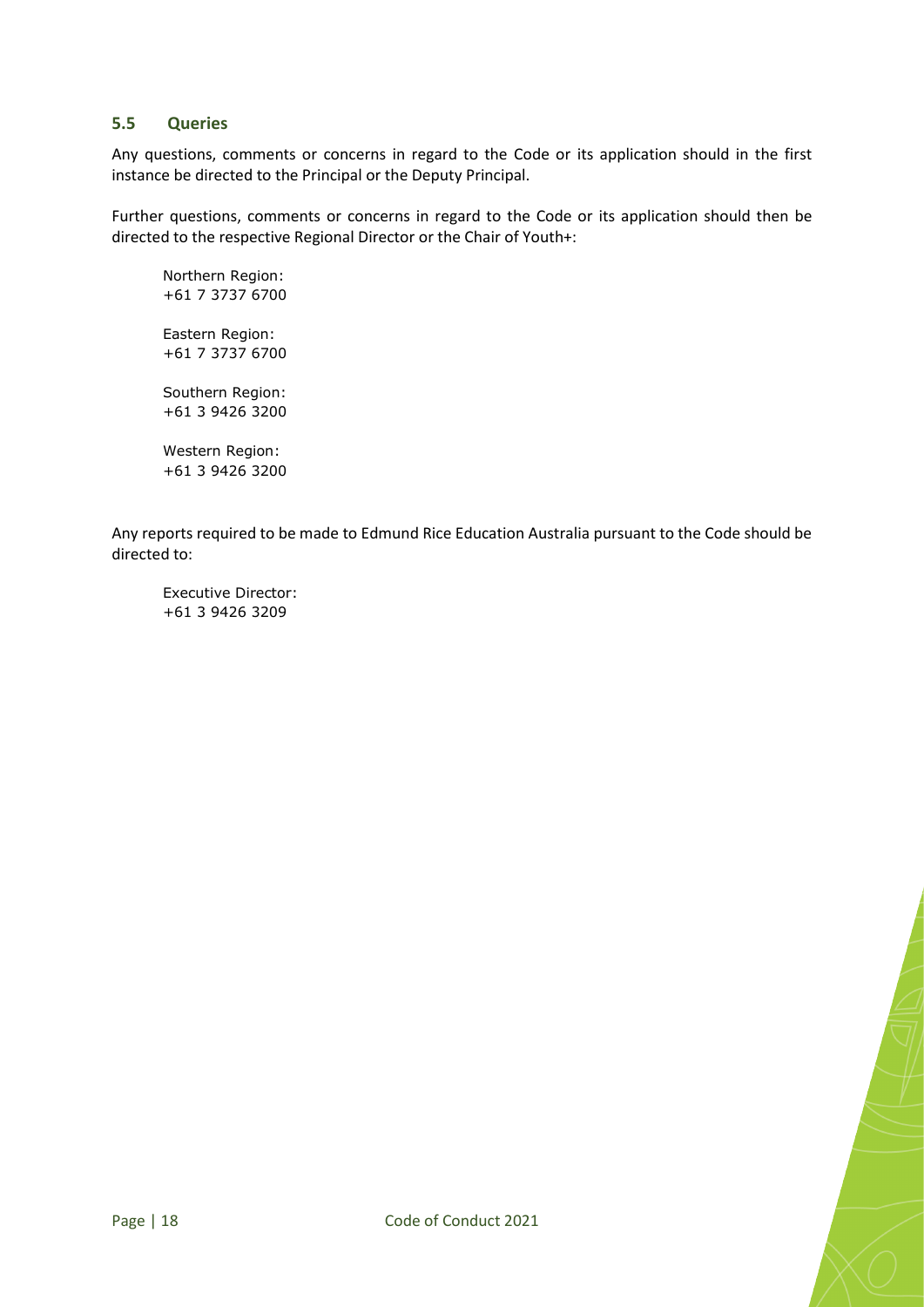### 5.5 Queries

Any questions, comments or concerns in regard to the Code or its application should in the first instance be directed to the Principal or the Deputy Principal.

Further questions, comments or concerns in regard to the Code or its application should then be directed to the respective Regional Director or the Chair of Youth+:

Northern Region:
+61 7 3737 6700

Eastern Region:
+61 7 3737 6700

Southern Region:
+61 3 9426 3200

Western Region:
+61 3 9426 3200

Any reports required to be made to Edmund Rice Education Australia pursuant to the Code should be directed to:

Executive Director:
+61 3 9426 3209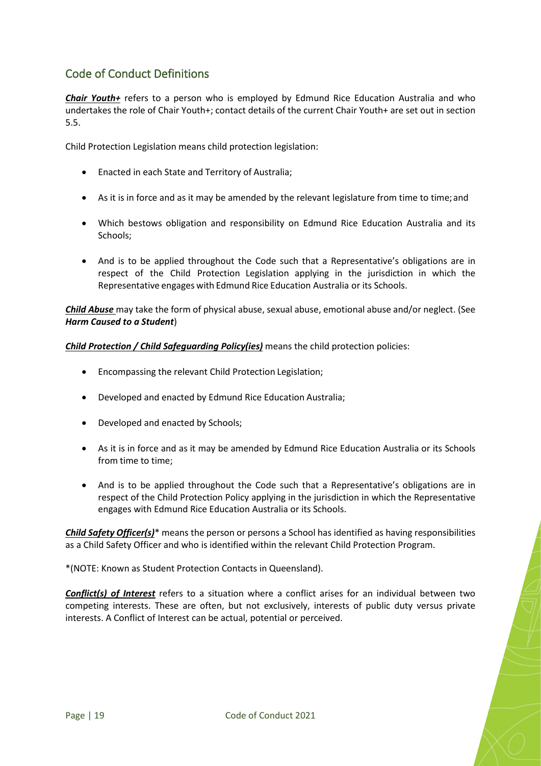## Code of Conduct Definitions

***Chair Youth+*** refers to a person who is employed by Edmund Rice Education Australia and who undertakes the role of Chair Youth+; contact details of the current Chair Youth+ are set out in section 5.5.

Child Protection Legislation means child protection legislation:

- Enacted in each State and Territory of Australia;
- As it is in force and as it may be amended by the relevant legislature from time to time; and
- Which bestows obligation and responsibility on Edmund Rice Education Australia and its Schools;
- And is to be applied throughout the Code such that a Representative's obligations are in respect of the Child Protection Legislation applying in the jurisdiction in which the Representative engages with Edmund Rice Education Australia or its Schools.

***Child Abuse*** may take the form of physical abuse, sexual abuse, emotional abuse and/or neglect. (See ***Harm Caused to a Student***)

***Child Protection / Child Safeguarding Policy(ies)*** means the child protection policies:

- Encompassing the relevant Child Protection Legislation;
- Developed and enacted by Edmund Rice Education Australia;
- Developed and enacted by Schools;
- As it is in force and as it may be amended by Edmund Rice Education Australia or its Schools from time to time;
- And is to be applied throughout the Code such that a Representative's obligations are in respect of the Child Protection Policy applying in the jurisdiction in which the Representative engages with Edmund Rice Education Australia or its Schools.

***Child Safety Officer(s)**** means the person or persons a School has identified as having responsibilities as a Child Safety Officer and who is identified within the relevant Child Protection Program.

*(NOTE: Known as Student Protection Contacts in Queensland).

***Conflict(s) of Interest*** refers to a situation where a conflict arises for an individual between two competing interests. These are often, but not exclusively, interests of public duty versus private interests. A Conflict of Interest can be actual, potential or perceived.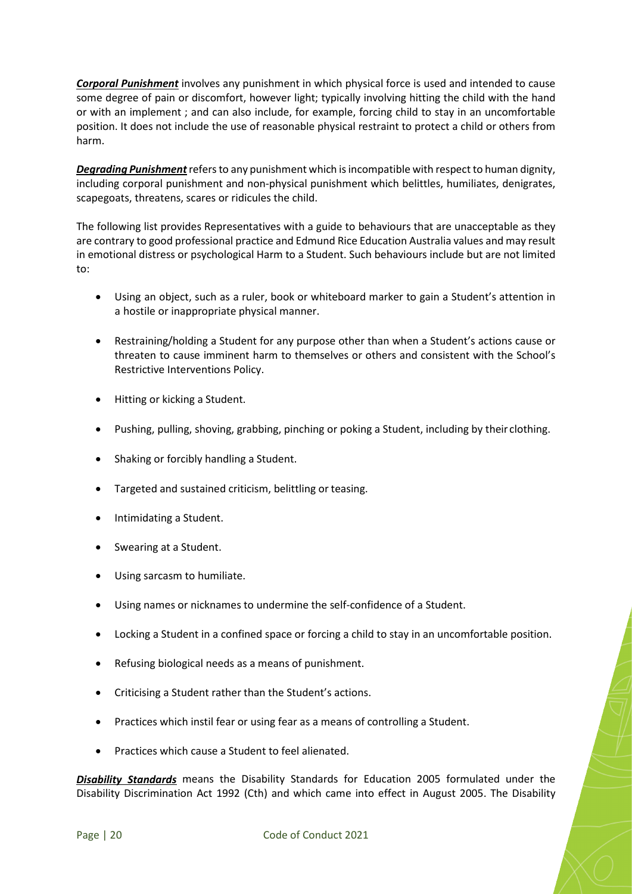***Corporal Punishment*** involves any punishment in which physical force is used and intended to cause some degree of pain or discomfort, however light; typically involving hitting the child with the hand or with an implement ; and can also include, for example, forcing child to stay in an uncomfortable position. It does not include the use of reasonable physical restraint to protect a child or others from harm.

***Degrading Punishment*** refers to any punishment which is incompatible with respect to human dignity, including corporal punishment and non-physical punishment which belittles, humiliates, denigrates, scapegoats, threatens, scares or ridicules the child.

The following list provides Representatives with a guide to behaviours that are unacceptable as they are contrary to good professional practice and Edmund Rice Education Australia values and may result in emotional distress or psychological Harm to a Student. Such behaviours include but are not limited to:

- Using an object, such as a ruler, book or whiteboard marker to gain a Student's attention in a hostile or inappropriate physical manner.
- Restraining/holding a Student for any purpose other than when a Student's actions cause or threaten to cause imminent harm to themselves or others and consistent with the School's Restrictive Interventions Policy.
- Hitting or kicking a Student.
- Pushing, pulling, shoving, grabbing, pinching or poking a Student, including by their clothing.
- Shaking or forcibly handling a Student.
- Targeted and sustained criticism, belittling or teasing.
- Intimidating a Student.
- Swearing at a Student.
- Using sarcasm to humiliate.
- Using names or nicknames to undermine the self-confidence of a Student.
- Locking a Student in a confined space or forcing a child to stay in an uncomfortable position.
- Refusing biological needs as a means of punishment.
- Criticising a Student rather than the Student's actions.
- Practices which instil fear or using fear as a means of controlling a Student.
- Practices which cause a Student to feel alienated.

***Disability Standards*** means the Disability Standards for Education 2005 formulated under the Disability Discrimination Act 1992 (Cth) and which came into effect in August 2005. The Disability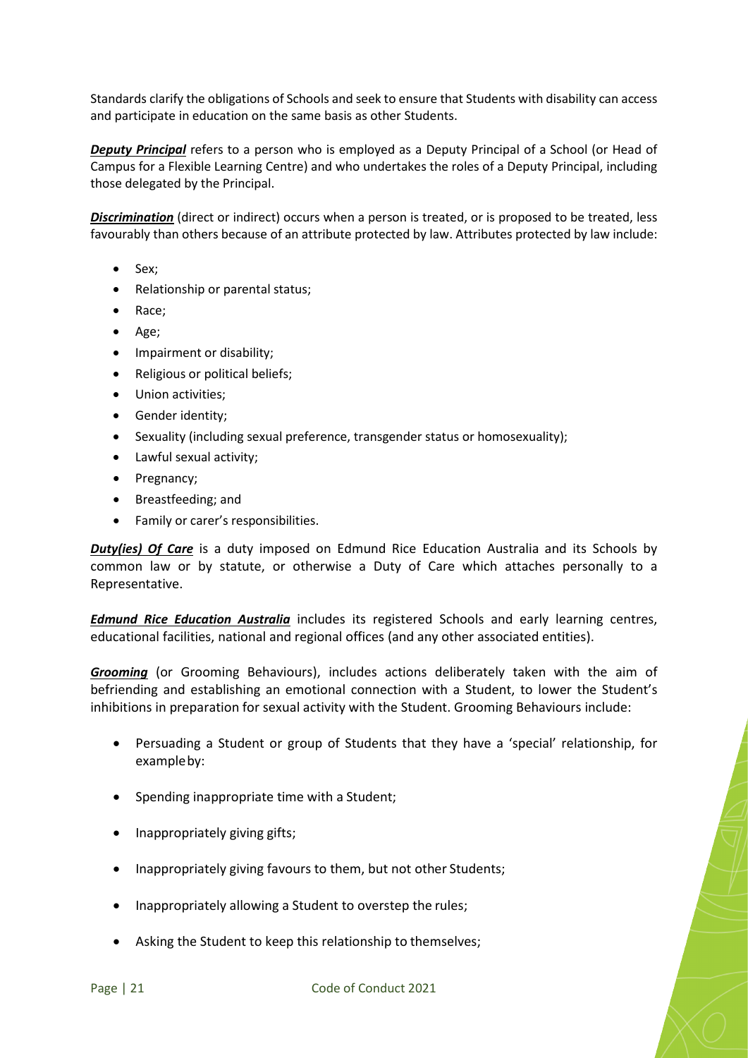Standards clarify the obligations of Schools and seek to ensure that Students with disability can access and participate in education on the same basis as other Students.

***Deputy Principal*** refers to a person who is employed as a Deputy Principal of a School (or Head of Campus for a Flexible Learning Centre) and who undertakes the roles of a Deputy Principal, including those delegated by the Principal.

***Discrimination*** (direct or indirect) occurs when a person is treated, or is proposed to be treated, less favourably than others because of an attribute protected by law. Attributes protected by law include:

- Sex;
- Relationship or parental status;
- Race;
- Age;
- Impairment or disability;
- Religious or political beliefs;
- Union activities;
- Gender identity;
- Sexuality (including sexual preference, transgender status or homosexuality);
- Lawful sexual activity;
- Pregnancy;
- Breastfeeding; and
- Family or carer's responsibilities.

***Duty(ies) Of Care*** is a duty imposed on Edmund Rice Education Australia and its Schools by common law or by statute, or otherwise a Duty of Care which attaches personally to a Representative.

***Edmund Rice Education Australia*** includes its registered Schools and early learning centres, educational facilities, national and regional offices (and any other associated entities).

***Grooming*** (or Grooming Behaviours), includes actions deliberately taken with the aim of befriending and establishing an emotional connection with a Student, to lower the Student's inhibitions in preparation for sexual activity with the Student. Grooming Behaviours include:

- Persuading a Student or group of Students that they have a 'special' relationship, for example by:
- Spending inappropriate time with a Student;
- Inappropriately giving gifts;
- Inappropriately giving favours to them, but not other Students;
- Inappropriately allowing a Student to overstep the rules;
- Asking the Student to keep this relationship to themselves;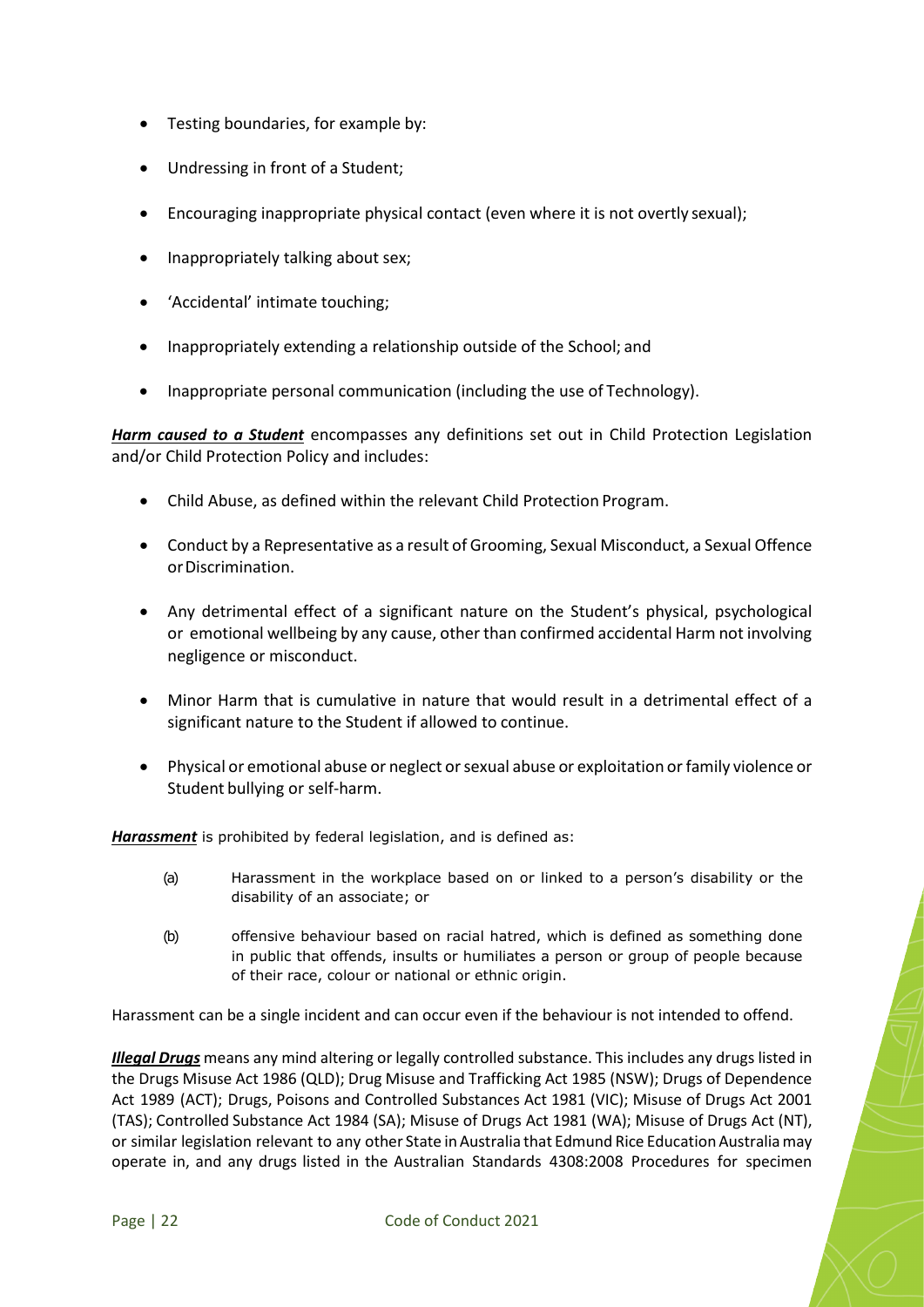- Testing boundaries, for example by:
- Undressing in front of a Student;
- Encouraging inappropriate physical contact (even where it is not overtly sexual);
- Inappropriately talking about sex;
- 'Accidental' intimate touching;
- Inappropriately extending a relationship outside of the School; and
- Inappropriate personal communication (including the use of Technology).

***Harm caused to a Student*** encompasses any definitions set out in Child Protection Legislation and/or Child Protection Policy and includes:

- Child Abuse, as defined within the relevant Child Protection Program.
- Conduct by a Representative as a result of Grooming, Sexual Misconduct, a Sexual Offence or Discrimination.
- Any detrimental effect of a significant nature on the Student's physical, psychological or emotional wellbeing by any cause, other than confirmed accidental Harm not involving negligence or misconduct.
- Minor Harm that is cumulative in nature that would result in a detrimental effect of a significant nature to the Student if allowed to continue.
- Physical or emotional abuse or neglect or sexual abuse or exploitation or family violence or Student bullying or self-harm.

***Harassment*** is prohibited by federal legislation, and is defined as:

(a) Harassment in the workplace based on or linked to a person's disability or the disability of an associate; or

(b) offensive behaviour based on racial hatred, which is defined as something done in public that offends, insults or humiliates a person or group of people because of their race, colour or national or ethnic origin.

Harassment can be a single incident and can occur even if the behaviour is not intended to offend.

***Illegal Drugs*** means any mind altering or legally controlled substance. This includes any drugs listed in the Drugs Misuse Act 1986 (QLD); Drug Misuse and Trafficking Act 1985 (NSW); Drugs of Dependence Act 1989 (ACT); Drugs, Poisons and Controlled Substances Act 1981 (VIC); Misuse of Drugs Act 2001 (TAS); Controlled Substance Act 1984 (SA); Misuse of Drugs Act 1981 (WA); Misuse of Drugs Act (NT), or similar legislation relevant to any other State in Australia that Edmund Rice Education Australia may operate in, and any drugs listed in the Australian Standards 4308:2008 Procedures for specimen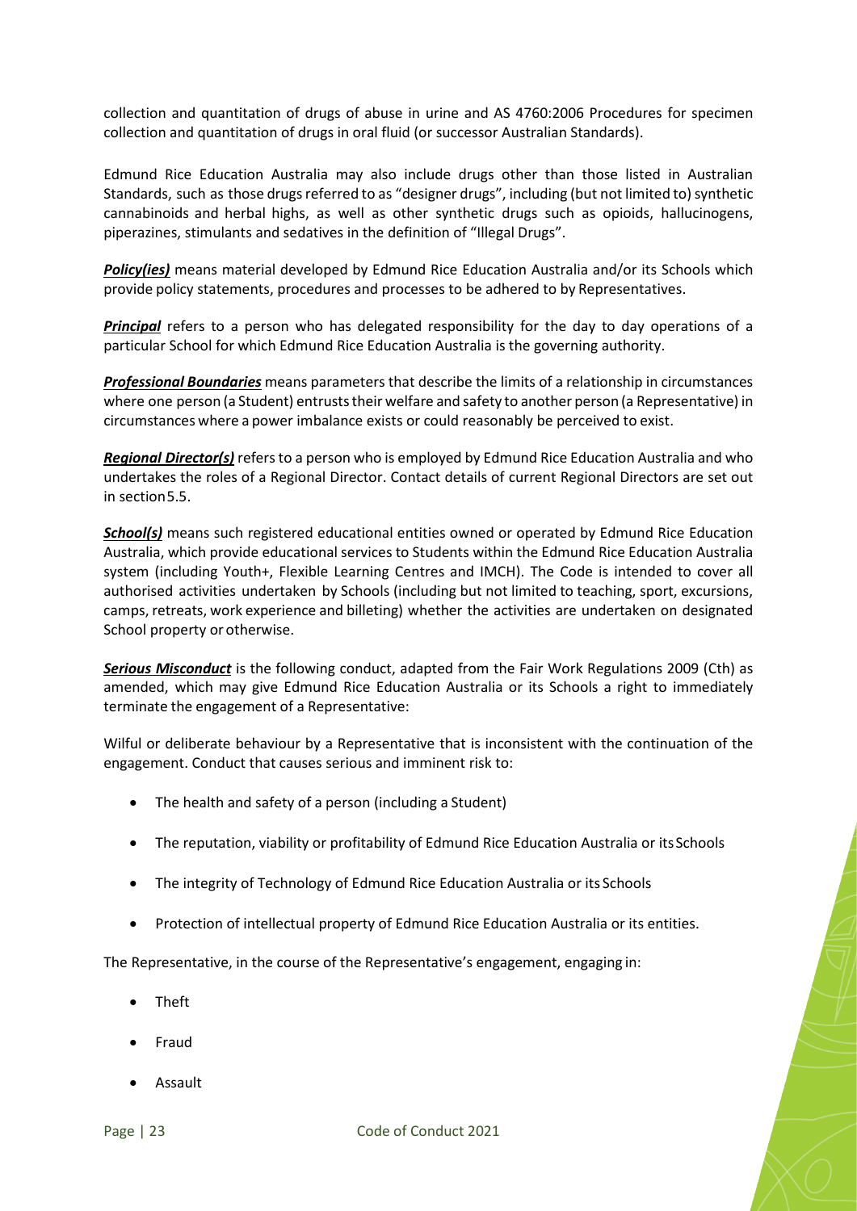collection and quantitation of drugs of abuse in urine and AS 4760:2006 Procedures for specimen collection and quantitation of drugs in oral fluid (or successor Australian Standards).

Edmund Rice Education Australia may also include drugs other than those listed in Australian Standards, such as those drugs referred to as "designer drugs", including (but not limited to) synthetic cannabinoids and herbal highs, as well as other synthetic drugs such as opioids, hallucinogens, piperazines, stimulants and sedatives in the definition of "Illegal Drugs".

***Policy(ies)*** means material developed by Edmund Rice Education Australia and/or its Schools which provide policy statements, procedures and processes to be adhered to by Representatives.

***Principal*** refers to a person who has delegated responsibility for the day to day operations of a particular School for which Edmund Rice Education Australia is the governing authority.

***Professional Boundaries*** means parameters that describe the limits of a relationship in circumstances where one person (a Student) entrusts their welfare and safety to another person (a Representative) in circumstances where a power imbalance exists or could reasonably be perceived to exist.

***Regional Director(s)*** refers to a person who is employed by Edmund Rice Education Australia and who undertakes the roles of a Regional Director. Contact details of current Regional Directors are set out in section5.5.

***School(s)*** means such registered educational entities owned or operated by Edmund Rice Education Australia, which provide educational services to Students within the Edmund Rice Education Australia system (including Youth+, Flexible Learning Centres and IMCH). The Code is intended to cover all authorised activities undertaken by Schools (including but not limited to teaching, sport, excursions, camps, retreats, work experience and billeting) whether the activities are undertaken on designated School property or otherwise.

***Serious Misconduct*** is the following conduct, adapted from the Fair Work Regulations 2009 (Cth) as amended, which may give Edmund Rice Education Australia or its Schools a right to immediately terminate the engagement of a Representative:

Wilful or deliberate behaviour by a Representative that is inconsistent with the continuation of the engagement. Conduct that causes serious and imminent risk to:

- The health and safety of a person (including a Student)
- The reputation, viability or profitability of Edmund Rice Education Australia or its Schools
- The integrity of Technology of Edmund Rice Education Australia or its Schools
- Protection of intellectual property of Edmund Rice Education Australia or its entities.

The Representative, in the course of the Representative's engagement, engaging in:

- Theft
- Fraud
- Assault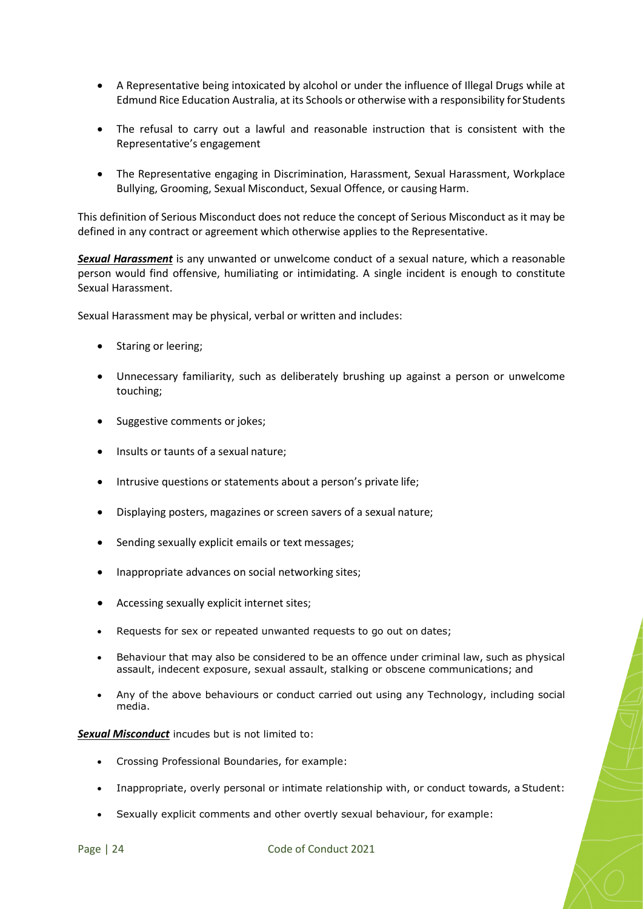- A Representative being intoxicated by alcohol or under the influence of Illegal Drugs while at Edmund Rice Education Australia, at its Schools or otherwise with a responsibility for Students

- The refusal to carry out a lawful and reasonable instruction that is consistent with the Representative's engagement

- The Representative engaging in Discrimination, Harassment, Sexual Harassment, Workplace Bullying, Grooming, Sexual Misconduct, Sexual Offence, or causing Harm.

This definition of Serious Misconduct does not reduce the concept of Serious Misconduct as it may be defined in any contract or agreement which otherwise applies to the Representative.

***Sexual Harassment*** is any unwanted or unwelcome conduct of a sexual nature, which a reasonable person would find offensive, humiliating or intimidating. A single incident is enough to constitute Sexual Harassment.

Sexual Harassment may be physical, verbal or written and includes:

- Staring or leering;

- Unnecessary familiarity, such as deliberately brushing up against a person or unwelcome touching;

- Suggestive comments or jokes;

- Insults or taunts of a sexual nature;

- Intrusive questions or statements about a person's private life;

- Displaying posters, magazines or screen savers of a sexual nature;

- Sending sexually explicit emails or text messages;

- Inappropriate advances on social networking sites;

- Accessing sexually explicit internet sites;

- Requests for sex or repeated unwanted requests to go out on dates;

- Behaviour that may also be considered to be an offence under criminal law, such as physical assault, indecent exposure, sexual assault, stalking or obscene communications; and

- Any of the above behaviours or conduct carried out using any Technology, including social media.

***Sexual Misconduct*** incudes but is not limited to:

- Crossing Professional Boundaries, for example:

- Inappropriate, overly personal or intimate relationship with, or conduct towards, a Student:

- Sexually explicit comments and other overtly sexual behaviour, for example: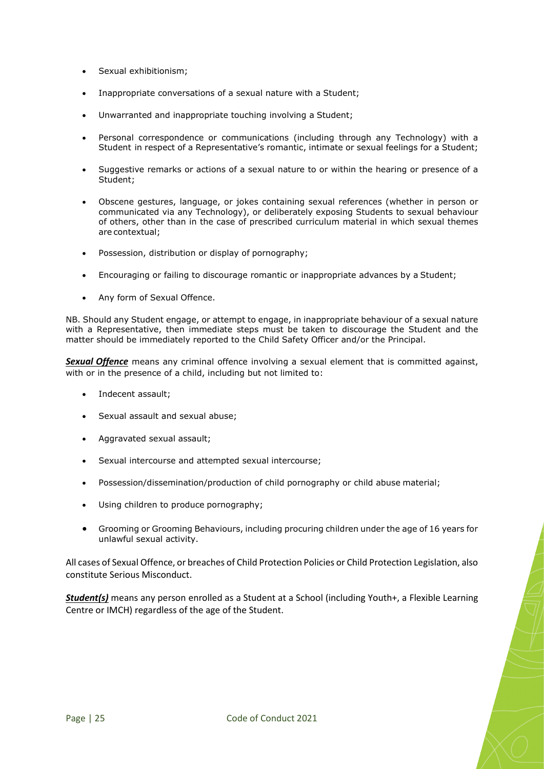- Sexual exhibitionism;
- Inappropriate conversations of a sexual nature with a Student;
- Unwarranted and inappropriate touching involving a Student;
- Personal correspondence or communications (including through any Technology) with a Student in respect of a Representative's romantic, intimate or sexual feelings for a Student;
- Suggestive remarks or actions of a sexual nature to or within the hearing or presence of a Student;
- Obscene gestures, language, or jokes containing sexual references (whether in person or communicated via any Technology), or deliberately exposing Students to sexual behaviour of others, other than in the case of prescribed curriculum material in which sexual themes are contextual;
- Possession, distribution or display of pornography;
- Encouraging or failing to discourage romantic or inappropriate advances by a Student;
- Any form of Sexual Offence.

NB. Should any Student engage, or attempt to engage, in inappropriate behaviour of a sexual nature with a Representative, then immediate steps must be taken to discourage the Student and the matter should be immediately reported to the Child Safety Officer and/or the Principal.

***Sexual Offence*** means any criminal offence involving a sexual element that is committed against, with or in the presence of a child, including but not limited to:

- Indecent assault;
- Sexual assault and sexual abuse;
- Aggravated sexual assault;
- Sexual intercourse and attempted sexual intercourse;
- Possession/dissemination/production of child pornography or child abuse material;
- Using children to produce pornography;
- Grooming or Grooming Behaviours, including procuring children under the age of 16 years for unlawful sexual activity.

All cases of Sexual Offence, or breaches of Child Protection Policies or Child Protection Legislation, also constitute Serious Misconduct.

***Student(s)*** means any person enrolled as a Student at a School (including Youth+, a Flexible Learning Centre or IMCH) regardless of the age of the Student.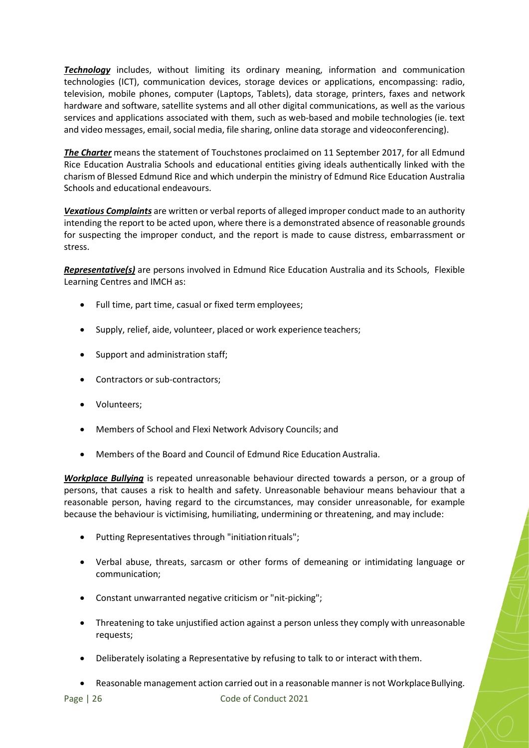***Technology*** includes, without limiting its ordinary meaning, information and communication technologies (ICT), communication devices, storage devices or applications, encompassing: radio, television, mobile phones, computer (Laptops, Tablets), data storage, printers, faxes and network hardware and software, satellite systems and all other digital communications, as well as the various services and applications associated with them, such as web-based and mobile technologies (ie. text and video messages, email, social media, file sharing, online data storage and videoconferencing).

***The Charter*** means the statement of Touchstones proclaimed on 11 September 2017, for all Edmund Rice Education Australia Schools and educational entities giving ideals authentically linked with the charism of Blessed Edmund Rice and which underpin the ministry of Edmund Rice Education Australia Schools and educational endeavours.

***Vexatious Complaints*** are written or verbal reports of alleged improper conduct made to an authority intending the report to be acted upon, where there is a demonstrated absence of reasonable grounds for suspecting the improper conduct, and the report is made to cause distress, embarrassment or stress.

***Representative(s)*** are persons involved in Edmund Rice Education Australia and its Schools, Flexible Learning Centres and IMCH as:

- Full time, part time, casual or fixed term employees;
- Supply, relief, aide, volunteer, placed or work experience teachers;
- Support and administration staff;
- Contractors or sub-contractors;
- Volunteers;
- Members of School and Flexi Network Advisory Councils; and
- Members of the Board and Council of Edmund Rice Education Australia.

***Workplace Bullying*** is repeated unreasonable behaviour directed towards a person, or a group of persons, that causes a risk to health and safety. Unreasonable behaviour means behaviour that a reasonable person, having regard to the circumstances, may consider unreasonable, for example because the behaviour is victimising, humiliating, undermining or threatening, and may include:

- Putting Representatives through "initiation rituals";
- Verbal abuse, threats, sarcasm or other forms of demeaning or intimidating language or communication;
- Constant unwarranted negative criticism or "nit-picking";
- Threatening to take unjustified action against a person unless they comply with unreasonable requests;
- Deliberately isolating a Representative by refusing to talk to or interact with them.
- Reasonable management action carried out in a reasonable manner is not Workplace Bullying.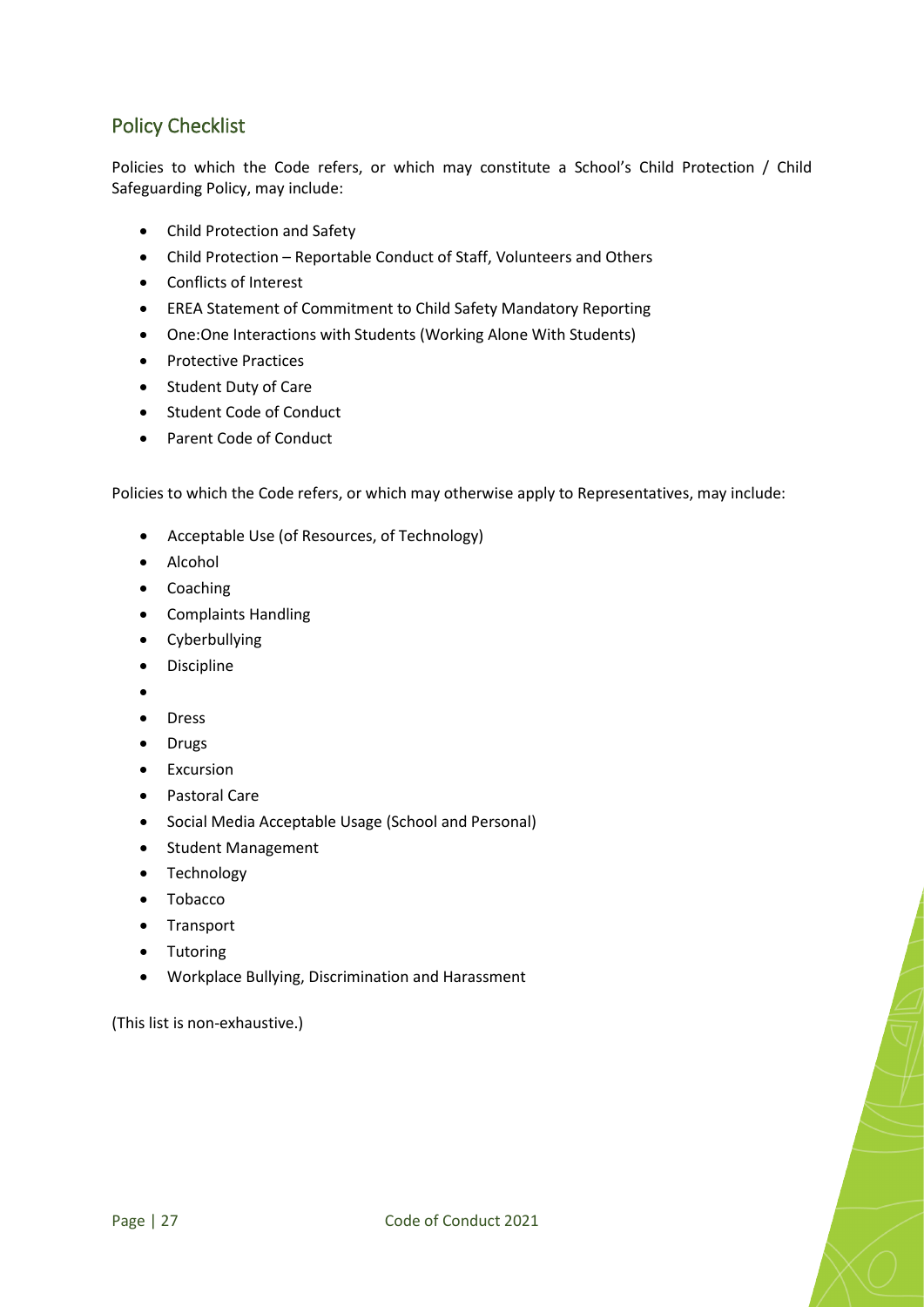## Policy Checklist

Policies to which the Code refers, or which may constitute a School's Child Protection / Child Safeguarding Policy, may include:

- Child Protection and Safety
- Child Protection – Reportable Conduct of Staff, Volunteers and Others
- Conflicts of Interest
- EREA Statement of Commitment to Child Safety Mandatory Reporting
- One:One Interactions with Students (Working Alone With Students)
- Protective Practices
- Student Duty of Care
- Student Code of Conduct
- Parent Code of Conduct

Policies to which the Code refers, or which may otherwise apply to Representatives, may include:

- Acceptable Use (of Resources, of Technology)
- Alcohol
- Coaching
- Complaints Handling
- Cyberbullying
- Discipline
- 
- Dress
- Drugs
- Excursion
- Pastoral Care
- Social Media Acceptable Usage (School and Personal)
- Student Management
- Technology
- Tobacco
- Transport
- Tutoring
- Workplace Bullying, Discrimination and Harassment

(This list is non-exhaustive.)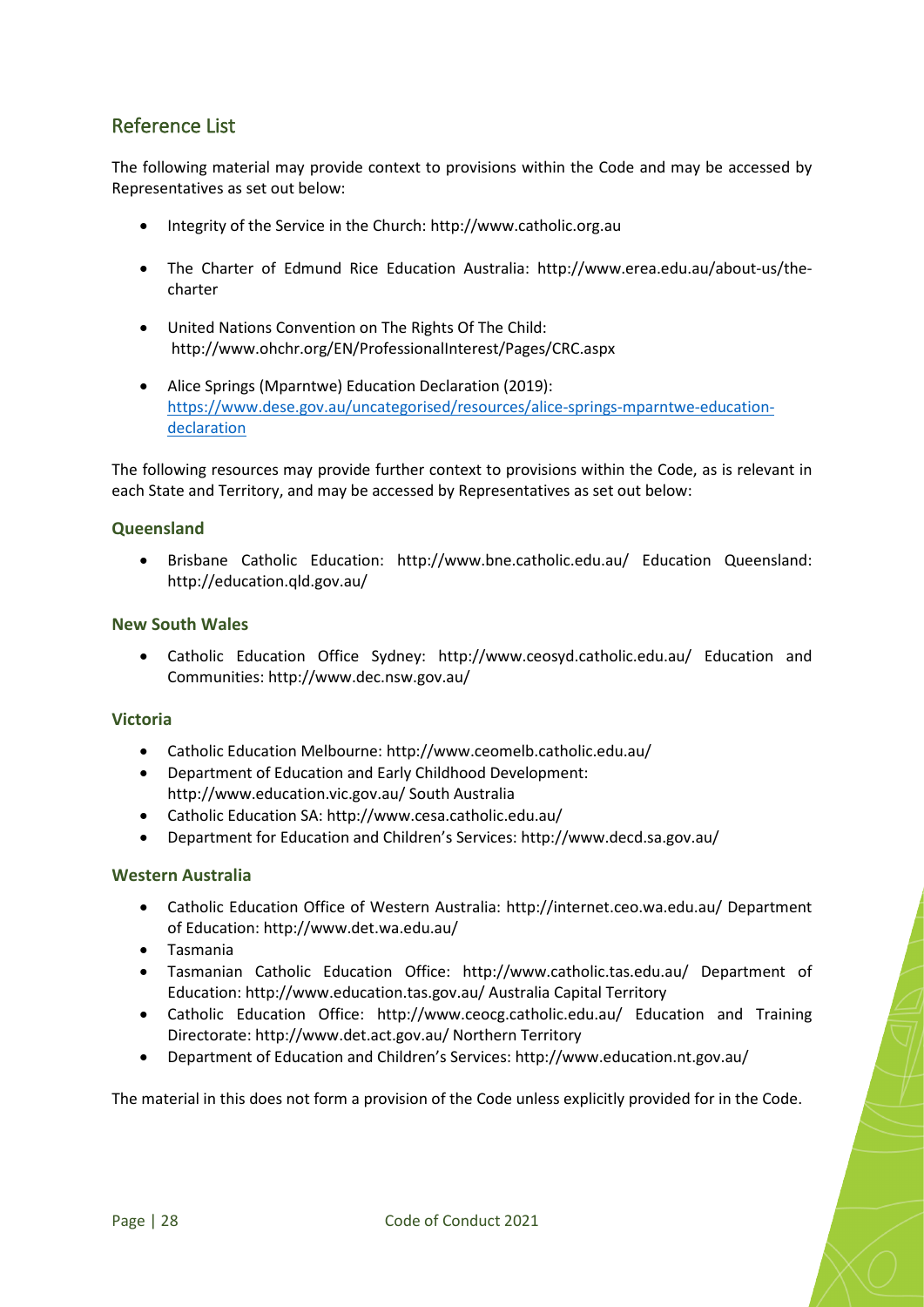## Reference List

The following material may provide context to provisions within the Code and may be accessed by Representatives as set out below:

- Integrity of the Service in the Church: http://www.catholic.org.au
- The Charter of Edmund Rice Education Australia: http://www.erea.edu.au/about-us/the-charter
- United Nations Convention on The Rights Of The Child: http://www.ohchr.org/EN/ProfessionalInterest/Pages/CRC.aspx
- Alice Springs (Mparntwe) Education Declaration (2019): [https://www.dese.gov.au/uncategorised/resources/alice-springs-mparntwe-education-declaration](https://www.dese.gov.au/uncategorised/resources/alice-springs-mparntwe-education-declaration)

The following resources may provide further context to provisions within the Code, as is relevant in each State and Territory, and may be accessed by Representatives as set out below:

### Queensland

- Brisbane Catholic Education: http://www.bne.catholic.edu.au/ Education Queensland: http://education.qld.gov.au/

### New South Wales

- Catholic Education Office Sydney: http://www.ceosyd.catholic.edu.au/ Education and Communities: http://www.dec.nsw.gov.au/

### Victoria

- Catholic Education Melbourne: http://www.ceomelb.catholic.edu.au/
- Department of Education and Early Childhood Development: http://www.education.vic.gov.au/ South Australia
- Catholic Education SA: http://www.cesa.catholic.edu.au/
- Department for Education and Children's Services: http://www.decd.sa.gov.au/

### Western Australia

- Catholic Education Office of Western Australia: http://internet.ceo.wa.edu.au/ Department of Education: http://www.det.wa.edu.au/
- Tasmania
- Tasmanian Catholic Education Office: http://www.catholic.tas.edu.au/ Department of Education: http://www.education.tas.gov.au/ Australia Capital Territory
- Catholic Education Office: http://www.ceocg.catholic.edu.au/ Education and Training Directorate: http://www.det.act.gov.au/ Northern Territory
- Department of Education and Children's Services: http://www.education.nt.gov.au/

The material in this does not form a provision of the Code unless explicitly provided for in the Code.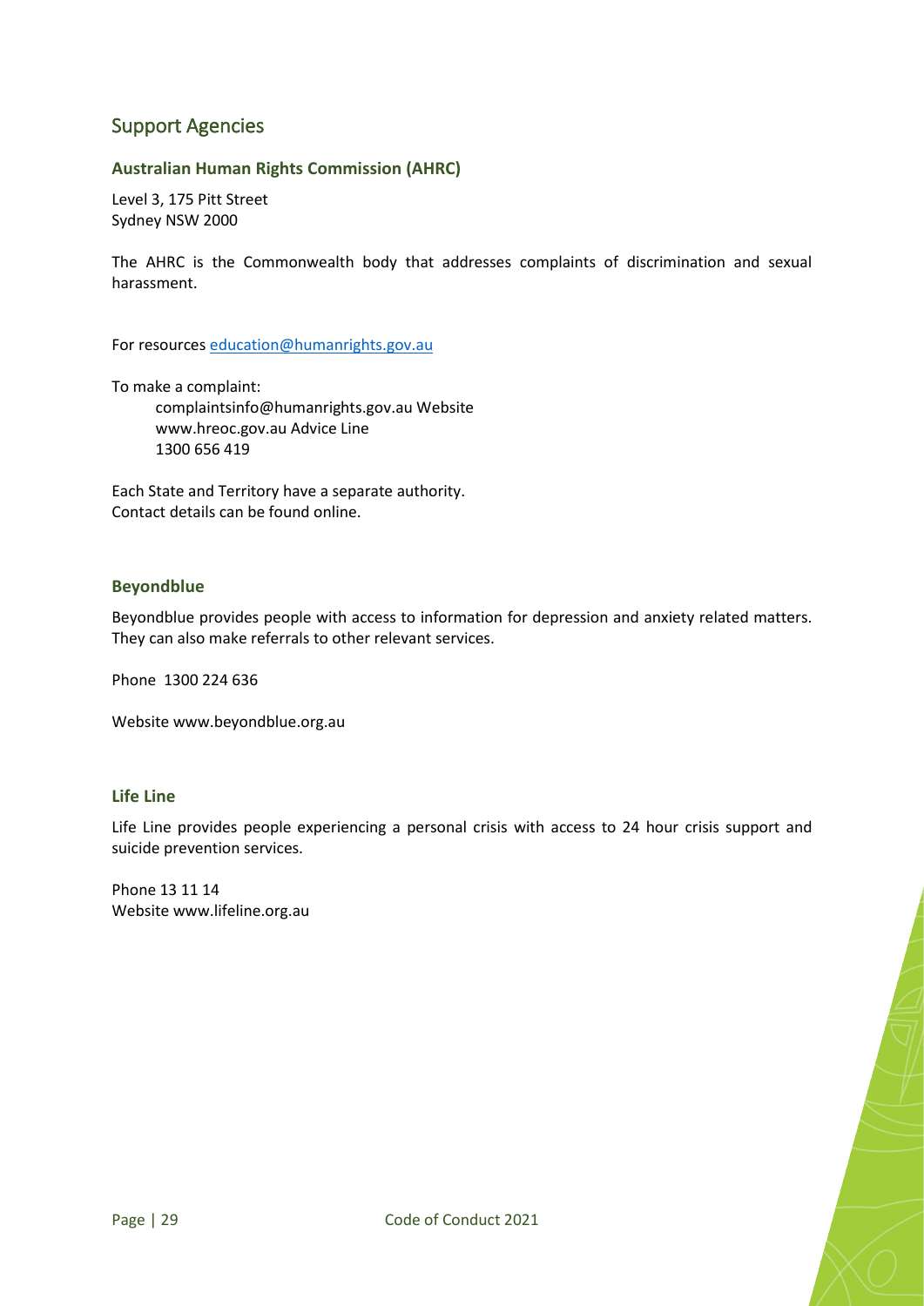## Support Agencies

### Australian Human Rights Commission (AHRC)

Level 3, 175 Pitt Street
Sydney NSW 2000

The AHRC is the Commonwealth body that addresses complaints of discrimination and sexual harassment.

For resources [education@humanrights.gov.au](mailto:education@humanrights.gov.au)

To make a complaint:

complaintsinfo@humanrights.gov.au Website
www.hreoc.gov.au Advice Line
1300 656 419

Each State and Territory have a separate authority.
Contact details can be found online.

### Beyondblue

Beyondblue provides people with access to information for depression and anxiety related matters. They can also make referrals to other relevant services.

Phone 1300 224 636

Website www.beyondblue.org.au

### Life Line

Life Line provides people experiencing a personal crisis with access to 24 hour crisis support and suicide prevention services.

Phone 13 11 14
Website www.lifeline.org.au